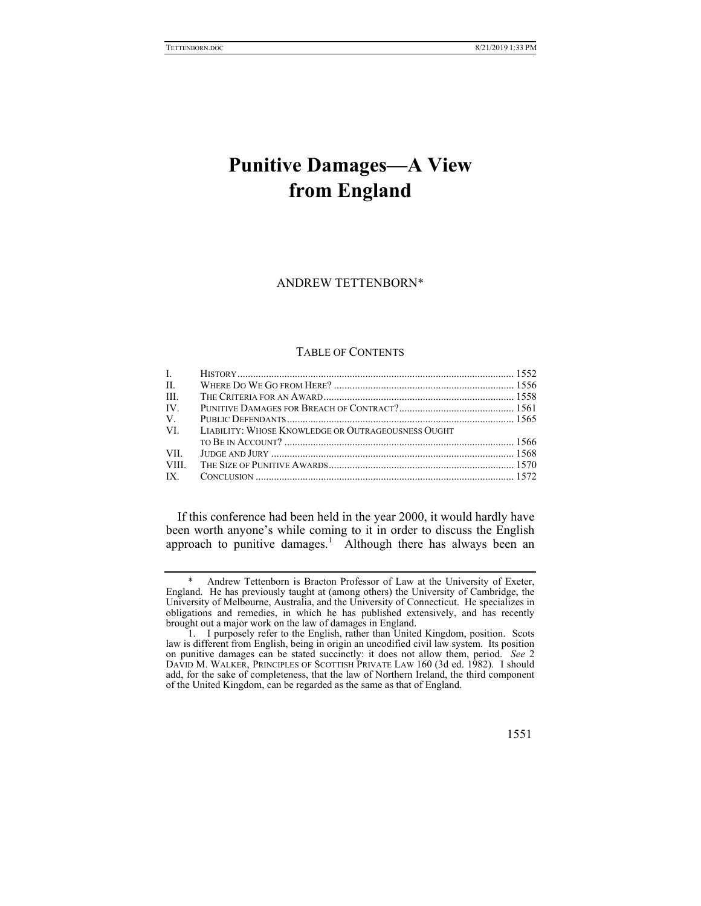# Punitive Damages—A View from England

ANDREW TETTENBORN*

TABLE OF CONTENTS

| | | |
|---|---|---|
| I. | HISTORY | 1552 |
| II. | WHERE DO WE GO FROM HERE? | 1556 |
| III. | THE CRITERIA FOR AN AWARD | 1558 |
| IV. | PUNITIVE DAMAGES FOR BREACH OF CONTRACT? | 1561 |
| V. | PUBLIC DEFENDANTS | 1565 |
| VI. | LIABILITY: WHOSE KNOWLEDGE OR OUTRAGEOUSNESS OUGHT TO BE IN ACCOUNT? | 1566 |
| VII. | JUDGE AND JURY | 1568 |
| VIII. | THE SIZE OF PUNITIVE AWARDS | 1570 |
| IX. | CONCLUSION | 1572 |

If this conference had been held in the year 2000, it would hardly have been worth anyone's while coming to it in order to discuss the English approach to punitive damages.[1] Although there has always been an

---

\* Andrew Tettenborn is Bracton Professor of Law at the University of Exeter, England. He has previously taught at (among others) the University of Cambridge, the University of Melbourne, Australia, and the University of Connecticut. He specializes in obligations and remedies, in which he has published extensively, and has recently brought out a major work on the law of damages in England.

1. I purposely refer to the English, rather than United Kingdom, position. Scots law is different from English, being in origin an uncodified civil law system. Its position on punitive damages can be stated succinctly: it does not allow them, period. *See* 2 DAVID M. WALKER, PRINCIPLES OF SCOTTISH PRIVATE LAW 160 (3d ed. 1982). I should add, for the sake of completeness, that the law of Northern Ireland, the third component of the United Kingdom, can be regarded as the same as that of England.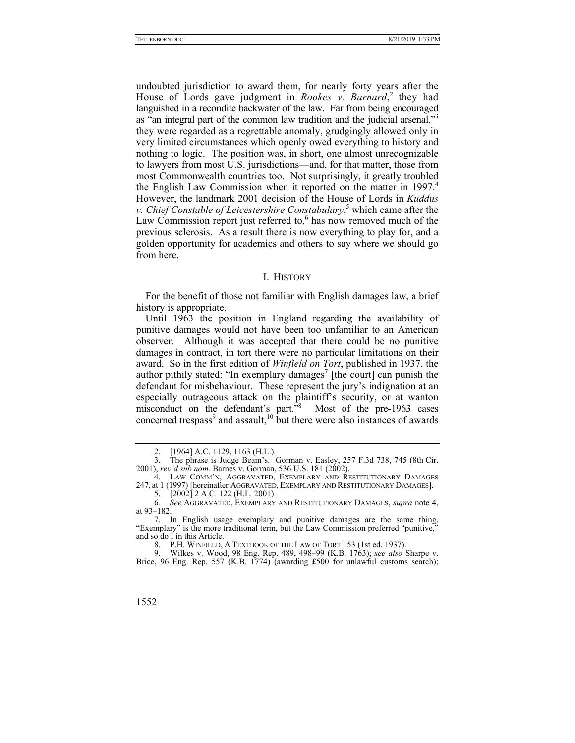undoubted jurisdiction to award them, for nearly forty years after the House of Lords gave judgment in *Rookes v. Barnard*,[2] they had languished in a recondite backwater of the law. Far from being encouraged as "an integral part of the common law tradition and the judicial arsenal,"[3] they were regarded as a regrettable anomaly, grudgingly allowed only in very limited circumstances which openly owed everything to history and nothing to logic. The position was, in short, one almost unrecognizable to lawyers from most U.S. jurisdictions—and, for that matter, those from most Commonwealth countries too. Not surprisingly, it greatly troubled the English Law Commission when it reported on the matter in 1997.[4] However, the landmark 2001 decision of the House of Lords in *Kuddus v. Chief Constable of Leicestershire Constabulary*,[5] which came after the Law Commission report just referred to,[6] has now removed much of the previous sclerosis. As a result there is now everything to play for, and a golden opportunity for academics and others to say where we should go from here.

## I. History

For the benefit of those not familiar with English damages law, a brief history is appropriate.

Until 1963 the position in England regarding the availability of punitive damages would not have been too unfamiliar to an American observer. Although it was accepted that there could be no punitive damages in contract, in tort there were no particular limitations on their award. So in the first edition of *Winfield on Tort*, published in 1937, the author pithily stated: "In exemplary damages[7] [the court] can punish the defendant for misbehaviour. These represent the jury's indignation at an especially outrageous attack on the plaintiff's security, or at wanton misconduct on the defendant's part."[8] Most of the pre-1963 cases concerned trespass[9] and assault,[10] but there were also instances of awards

---

2. [1964] A.C. 1129, 1163 (H.L.).

3. The phrase is Judge Beam's. Gorman v. Easley, 257 F.3d 738, 745 (8th Cir. 2001), *rev'd sub nom.* Barnes v. Gorman, 536 U.S. 181 (2002).

4. LAW COMM'N, AGGRAVATED, EXEMPLARY AND RESTITUTIONARY DAMAGES 247, at 1 (1997) [hereinafter AGGRAVATED, EXEMPLARY AND RESTITUTIONARY DAMAGES].

5. [2002] 2 A.C. 122 (H.L. 2001).

6. *See* AGGRAVATED, EXEMPLARY AND RESTITUTIONARY DAMAGES, *supra* note 4, at 93–182.

7. In English usage exemplary and punitive damages are the same thing. "Exemplary" is the more traditional term, but the Law Commission preferred "punitive," and so do I in this Article.

8. P.H. WINFIELD, A TEXTBOOK OF THE LAW OF TORT 153 (1st ed. 1937).

9. Wilkes v. Wood, 98 Eng. Rep. 489, 498–99 (K.B. 1763); *see also* Sharpe v. Brice, 96 Eng. Rep. 557 (K.B. 1774) (awarding £500 for unlawful customs search);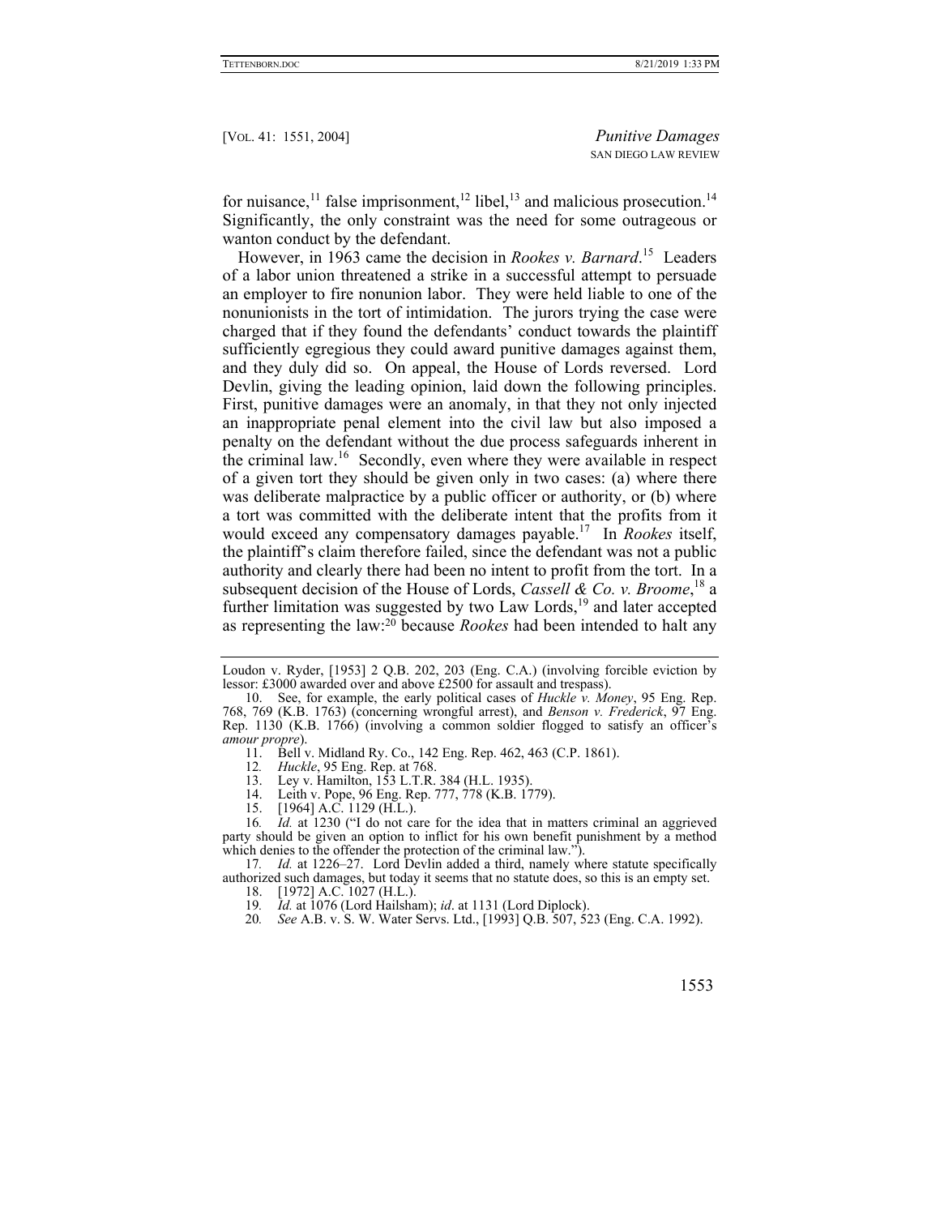for nuisance,[11] false imprisonment,[12] libel,[13] and malicious prosecution.[14] Significantly, the only constraint was the need for some outrageous or wanton conduct by the defendant.

However, in 1963 came the decision in *Rookes v. Barnard*.[15] Leaders of a labor union threatened a strike in a successful attempt to persuade an employer to fire nonunion labor. They were held liable to one of the nonunionists in the tort of intimidation. The jurors trying the case were charged that if they found the defendants' conduct towards the plaintiff sufficiently egregious they could award punitive damages against them, and they duly did so. On appeal, the House of Lords reversed. Lord Devlin, giving the leading opinion, laid down the following principles. First, punitive damages were an anomaly, in that they not only injected an inappropriate penal element into the civil law but also imposed a penalty on the defendant without the due process safeguards inherent in the criminal law.[16] Secondly, even where they were available in respect of a given tort they should be given only in two cases: (a) where there was deliberate malpractice by a public officer or authority, or (b) where a tort was committed with the deliberate intent that the profits from it would exceed any compensatory damages payable.[17] In *Rookes* itself, the plaintiff's claim therefore failed, since the defendant was not a public authority and clearly there had been no intent to profit from the tort. In a subsequent decision of the House of Lords, *Cassell & Co. v. Broome*,[18] a further limitation was suggested by two Law Lords,[19] and later accepted as representing the law:[20] because *Rookes* had been intended to halt any

---

Loudon v. Ryder, [1953] 2 Q.B. 202, 203 (Eng. C.A.) (involving forcible eviction by lessor: £3000 awarded over and above £2500 for assault and trespass).

10. See, for example, the early political cases of *Huckle v. Money*, 95 Eng. Rep. 768, 769 (K.B. 1763) (concerning wrongful arrest), and *Benson v. Frederick*, 97 Eng. Rep. 1130 (K.B. 1766) (involving a common soldier flogged to satisfy an officer's *amour propre*).

11. Bell v. Midland Ry. Co., 142 Eng. Rep. 462, 463 (C.P. 1861).

12. *Huckle*, 95 Eng. Rep. at 768.

13. Ley v. Hamilton, 153 L.T.R. 384 (H.L. 1935).

14. Leith v. Pope, 96 Eng. Rep. 777, 778 (K.B. 1779).

15. [1964] A.C. 1129 (H.L.).

16. *Id.* at 1230 ("I do not care for the idea that in matters criminal an aggrieved party should be given an option to inflict for his own benefit punishment by a method which denies to the offender the protection of the criminal law.").

17. *Id.* at 1226–27. Lord Devlin added a third, namely where statute specifically authorized such damages, but today it seems that no statute does, so this is an empty set.

18. [1972] A.C. 1027 (H.L.).

19. *Id.* at 1076 (Lord Hailsham); *id*. at 1131 (Lord Diplock).

20. *See* A.B. v. S. W. Water Servs. Ltd., [1993] Q.B. 507, 523 (Eng. C.A. 1992).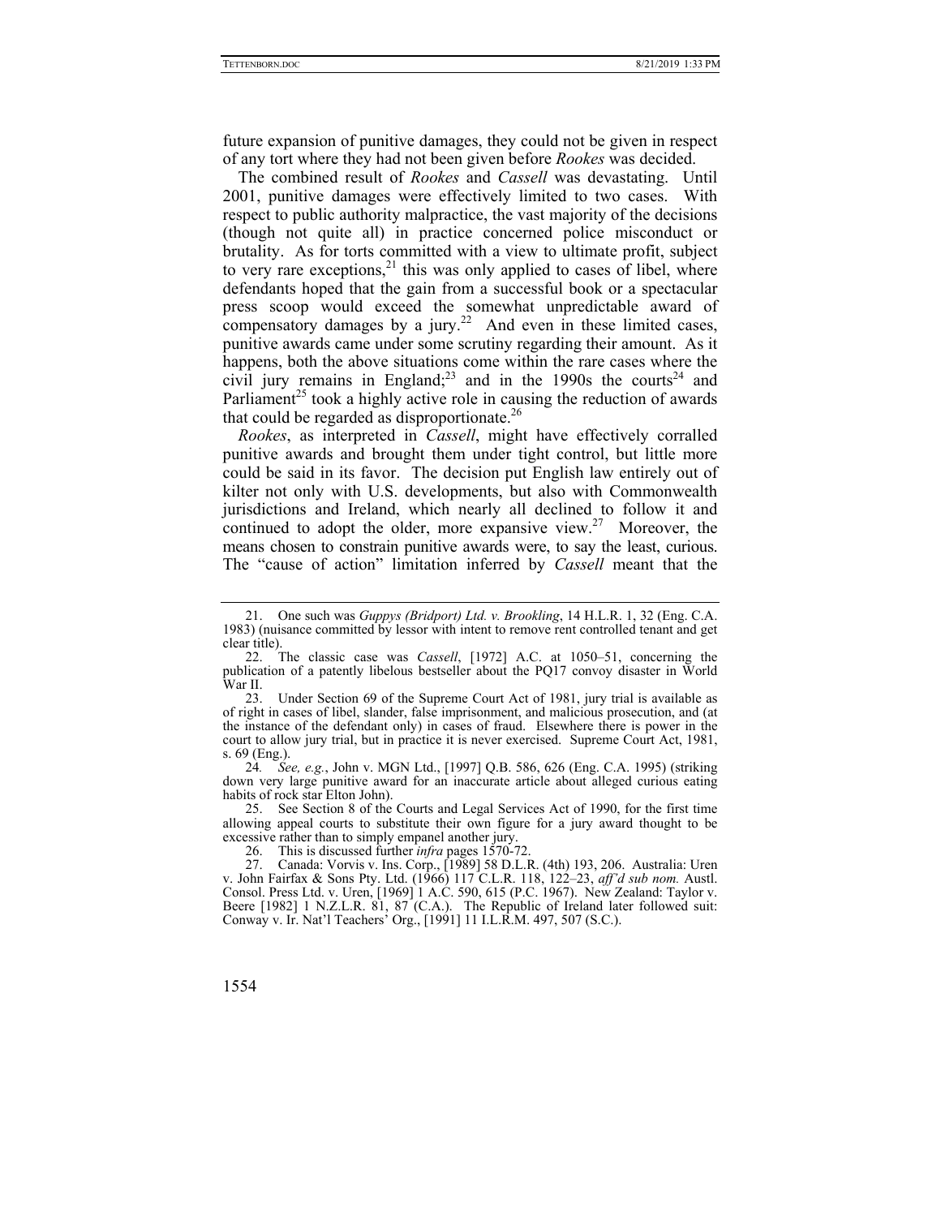future expansion of punitive damages, they could not be given in respect of any tort where they had not been given before *Rookes* was decided.

The combined result of *Rookes* and *Cassell* was devastating. Until 2001, punitive damages were effectively limited to two cases. With respect to public authority malpractice, the vast majority of the decisions (though not quite all) in practice concerned police misconduct or brutality. As for torts committed with a view to ultimate profit, subject to very rare exceptions,[21] this was only applied to cases of libel, where defendants hoped that the gain from a successful book or a spectacular press scoop would exceed the somewhat unpredictable award of compensatory damages by a jury.[22] And even in these limited cases, punitive awards came under some scrutiny regarding their amount. As it happens, both the above situations come within the rare cases where the civil jury remains in England;[23] and in the 1990s the courts[24] and Parliament[25] took a highly active role in causing the reduction of awards that could be regarded as disproportionate.[26]

*Rookes*, as interpreted in *Cassell*, might have effectively corralled punitive awards and brought them under tight control, but little more could be said in its favor. The decision put English law entirely out of kilter not only with U.S. developments, but also with Commonwealth jurisdictions and Ireland, which nearly all declined to follow it and continued to adopt the older, more expansive view.[27] Moreover, the means chosen to constrain punitive awards were, to say the least, curious. The "cause of action" limitation inferred by *Cassell* meant that the

---

21. One such was *Guppys (Bridport) Ltd. v. Brookling*, 14 H.L.R. 1, 32 (Eng. C.A. 1983) (nuisance committed by lessor with intent to remove rent controlled tenant and get clear title).

22. The classic case was *Cassell*, [1972] A.C. at 1050–51, concerning the publication of a patently libelous bestseller about the PQ17 convoy disaster in World War II.

23. Under Section 69 of the Supreme Court Act of 1981, jury trial is available as of right in cases of libel, slander, false imprisonment, and malicious prosecution, and (at the instance of the defendant only) in cases of fraud. Elsewhere there is power in the court to allow jury trial, but in practice it is never exercised. Supreme Court Act, 1981, s. 69 (Eng.).

24. *See, e.g.*, John v. MGN Ltd., [1997] Q.B. 586, 626 (Eng. C.A. 1995) (striking down very large punitive award for an inaccurate article about alleged curious eating habits of rock star Elton John).

25. See Section 8 of the Courts and Legal Services Act of 1990, for the first time allowing appeal courts to substitute their own figure for a jury award thought to be excessive rather than to simply empanel another jury.

26. This is discussed further *infra* pages 1570-72.

27. Canada: Vorvis v. Ins. Corp., [1989] 58 D.L.R. (4th) 193, 206. Australia: Uren v. John Fairfax & Sons Pty. Ltd. (1966) 117 C.L.R. 118, 122–23, *aff'd sub nom.* Austl. Consol. Press Ltd. v. Uren, [1969] 1 A.C. 590, 615 (P.C. 1967). New Zealand: Taylor v. Beere [1982] 1 N.Z.L.R. 81, 87 (C.A.). The Republic of Ireland later followed suit: Conway v. Ir. Nat'l Teachers' Org., [1991] 11 I.L.R.M. 497, 507 (S.C.).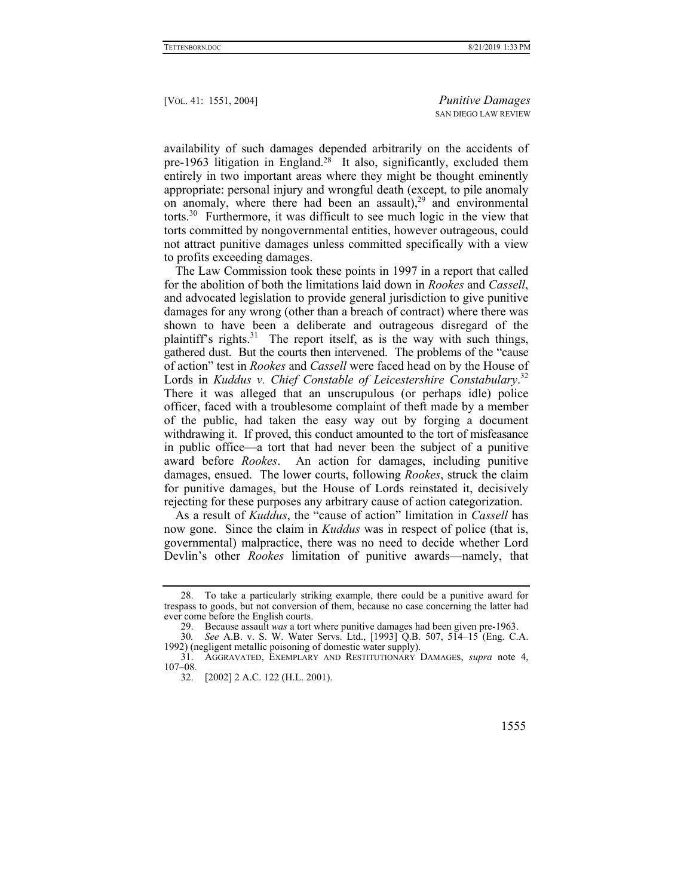availability of such damages depended arbitrarily on the accidents of pre-1963 litigation in England.[28] It also, significantly, excluded them entirely in two important areas where they might be thought eminently appropriate: personal injury and wrongful death (except, to pile anomaly on anomaly, where there had been an assault),[29] and environmental torts.[30] Furthermore, it was difficult to see much logic in the view that torts committed by nongovernmental entities, however outrageous, could not attract punitive damages unless committed specifically with a view to profits exceeding damages.

The Law Commission took these points in 1997 in a report that called for the abolition of both the limitations laid down in *Rookes* and *Cassell*, and advocated legislation to provide general jurisdiction to give punitive damages for any wrong (other than a breach of contract) where there was shown to have been a deliberate and outrageous disregard of the plaintiff's rights.[31] The report itself, as is the way with such things, gathered dust. But the courts then intervened. The problems of the "cause of action" test in *Rookes* and *Cassell* were faced head on by the House of Lords in *Kuddus v. Chief Constable of Leicestershire Constabulary*.[32] There it was alleged that an unscrupulous (or perhaps idle) police officer, faced with a troublesome complaint of theft made by a member of the public, had taken the easy way out by forging a document withdrawing it. If proved, this conduct amounted to the tort of misfeasance in public office—a tort that had never been the subject of a punitive award before *Rookes*. An action for damages, including punitive damages, ensued. The lower courts, following *Rookes*, struck the claim for punitive damages, but the House of Lords reinstated it, decisively rejecting for these purposes any arbitrary cause of action categorization.

As a result of *Kuddus*, the "cause of action" limitation in *Cassell* has now gone. Since the claim in *Kuddus* was in respect of police (that is, governmental) malpractice, there was no need to decide whether Lord Devlin's other *Rookes* limitation of punitive awards—namely, that

---

28. To take a particularly striking example, there could be a punitive award for trespass to goods, but not conversion of them, because no case concerning the latter had ever come before the English courts.

29. Because assault *was* a tort where punitive damages had been given pre-1963.

30. *See* A.B. v. S. W. Water Servs. Ltd., [1993] Q.B. 507, 514–15 (Eng. C.A. 1992) (negligent metallic poisoning of domestic water supply).

31. AGGRAVATED, EXEMPLARY AND RESTITUTIONARY DAMAGES, *supra* note 4, 107–08.

32. [2002] 2 A.C. 122 (H.L. 2001).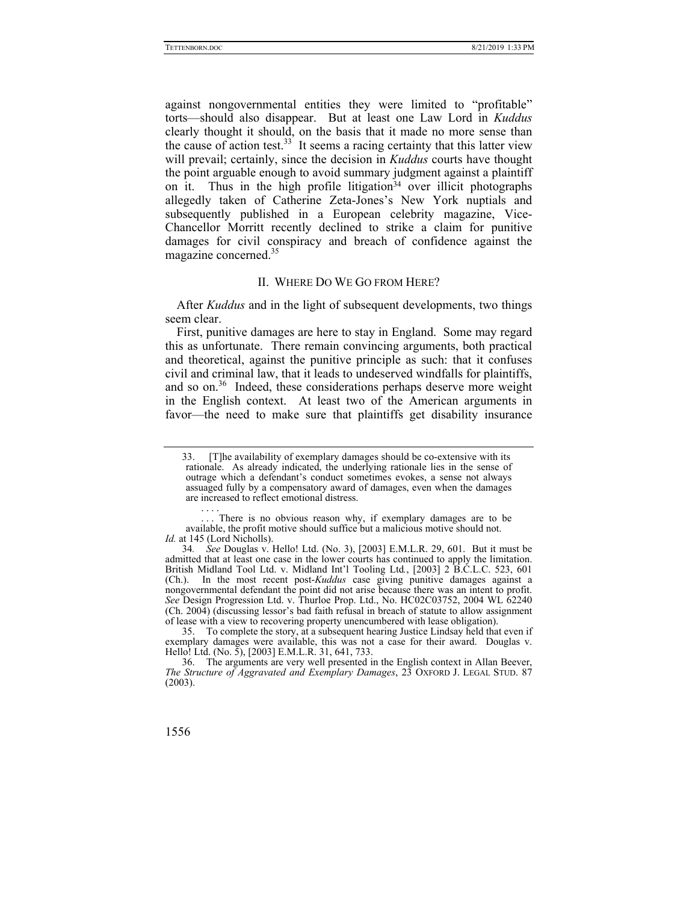against nongovernmental entities they were limited to "profitable" torts—should also disappear. But at least one Law Lord in *Kuddus* clearly thought it should, on the basis that it made no more sense than the cause of action test.[33] It seems a racing certainty that this latter view will prevail; certainly, since the decision in *Kuddus* courts have thought the point arguable enough to avoid summary judgment against a plaintiff on it. Thus in the high profile litigation[34] over illicit photographs allegedly taken of Catherine Zeta-Jones's New York nuptials and subsequently published in a European celebrity magazine, Vice-Chancellor Morritt recently declined to strike a claim for punitive damages for civil conspiracy and breach of confidence against the magazine concerned.[35]

## II. Where Do We Go from Here?

After *Kuddus* and in the light of subsequent developments, two things seem clear.

First, punitive damages are here to stay in England. Some may regard this as unfortunate. There remain convincing arguments, both practical and theoretical, against the punitive principle as such: that it confuses civil and criminal law, that it leads to undeserved windfalls for plaintiffs, and so on.[36] Indeed, these considerations perhaps deserve more weight in the English context. At least two of the American arguments in favor—the need to make sure that plaintiffs get disability insurance

---

33. [T]he availability of exemplary damages should be co-extensive with its rationale. As already indicated, the underlying rationale lies in the sense of outrage which a defendant's conduct sometimes evokes, a sense not always assuaged fully by a compensatory award of damages, even when the damages are increased to reflect emotional distress.

. . . .

. . . There is no obvious reason why, if exemplary damages are to be available, the profit motive should suffice but a malicious motive should not.

*Id.* at 145 (Lord Nicholls).

34. *See* Douglas v. Hello! Ltd. (No. 3), [2003] E.M.L.R. 29, 601. But it must be admitted that at least one case in the lower courts has continued to apply the limitation. British Midland Tool Ltd. v. Midland Int'l Tooling Ltd., [2003] 2 B.C.L.C. 523, 601 (Ch.). In the most recent post-*Kuddus* case giving punitive damages against a nongovernmental defendant the point did not arise because there was an intent to profit. *See* Design Progression Ltd. v. Thurloe Prop. Ltd., No. HC02C03752, 2004 WL 62240 (Ch. 2004) (discussing lessor's bad faith refusal in breach of statute to allow assignment of lease with a view to recovering property unencumbered with lease obligation).

35. To complete the story, at a subsequent hearing Justice Lindsay held that even if exemplary damages were available, this was not a case for their award. Douglas v. Hello! Ltd. (No. 5), [2003] E.M.L.R. 31, 641, 733.

36. The arguments are very well presented in the English context in Allan Beever, *The Structure of Aggravated and Exemplary Damages*, 23 Oxford J. Legal Stud. 87 (2003).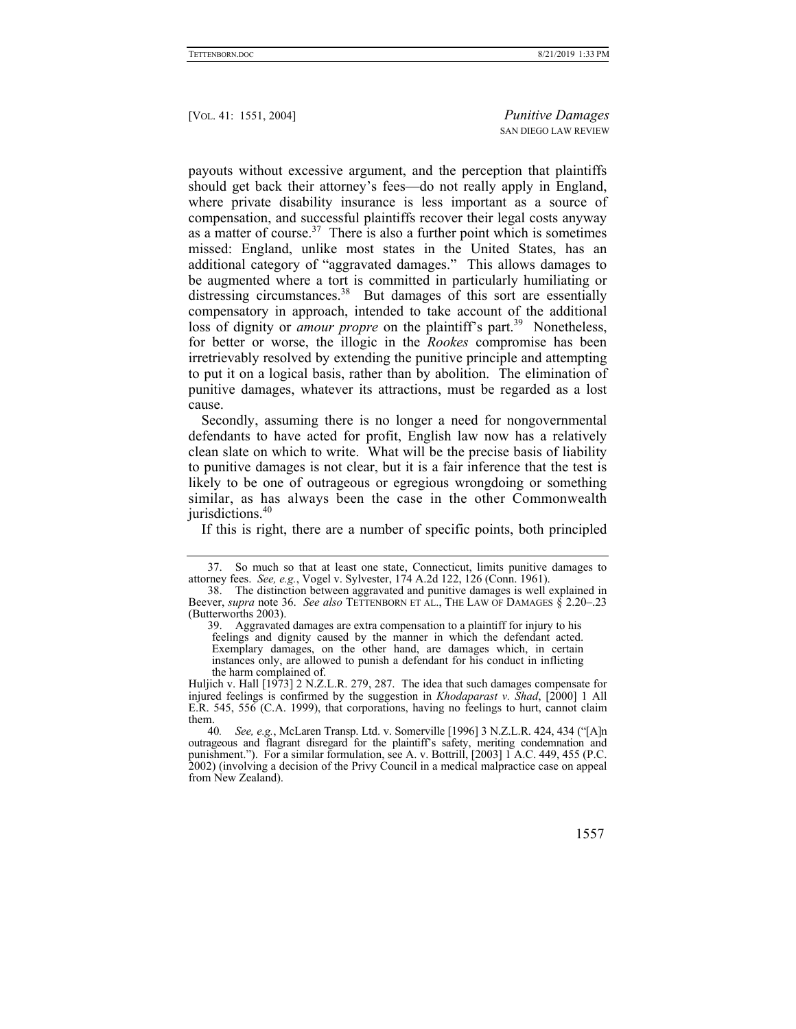payouts without excessive argument, and the perception that plaintiffs should get back their attorney's fees—do not really apply in England, where private disability insurance is less important as a source of compensation, and successful plaintiffs recover their legal costs anyway as a matter of course.[37] There is also a further point which is sometimes missed: England, unlike most states in the United States, has an additional category of "aggravated damages." This allows damages to be augmented where a tort is committed in particularly humiliating or distressing circumstances.[38] But damages of this sort are essentially compensatory in approach, intended to take account of the additional loss of dignity or *amour propre* on the plaintiff's part.[39] Nonetheless, for better or worse, the illogic in the *Rookes* compromise has been irretrievably resolved by extending the punitive principle and attempting to put it on a logical basis, rather than by abolition. The elimination of punitive damages, whatever its attractions, must be regarded as a lost cause.

Secondly, assuming there is no longer a need for nongovernmental defendants to have acted for profit, English law now has a relatively clean slate on which to write. What will be the precise basis of liability to punitive damages is not clear, but it is a fair inference that the test is likely to be one of outrageous or egregious wrongdoing or something similar, as has always been the case in the other Commonwealth jurisdictions.[40]

If this is right, there are a number of specific points, both principled

---

37. So much so that at least one state, Connecticut, limits punitive damages to attorney fees. *See, e.g.*, Vogel v. Sylvester, 174 A.2d 122, 126 (Conn. 1961).

38. The distinction between aggravated and punitive damages is well explained in Beever, *supra* note 36. *See also* TETTENBORN ET AL., THE LAW OF DAMAGES § 2.20–.23 (Butterworths 2003).

39. 
> Aggravated damages are extra compensation to a plaintiff for injury to his feelings and dignity caused by the manner in which the defendant acted. Exemplary damages, on the other hand, are damages which, in certain instances only, are allowed to punish a defendant for his conduct in inflicting the harm complained of.

Huljich v. Hall [1973] 2 N.Z.L.R. 279, 287. The idea that such damages compensate for injured feelings is confirmed by the suggestion in *Khodaparast v. Shad*, [2000] 1 All E.R. 545, 556 (C.A. 1999), that corporations, having no feelings to hurt, cannot claim them.

40. *See, e.g.*, McLaren Transp. Ltd. v. Somerville [1996] 3 N.Z.L.R. 424, 434 ("[A]n outrageous and flagrant disregard for the plaintiff's safety, meriting condemnation and punishment."). For a similar formulation, see A. v. Bottrill, [2003] 1 A.C. 449, 455 (P.C. 2002) (involving a decision of the Privy Council in a medical malpractice case on appeal from New Zealand).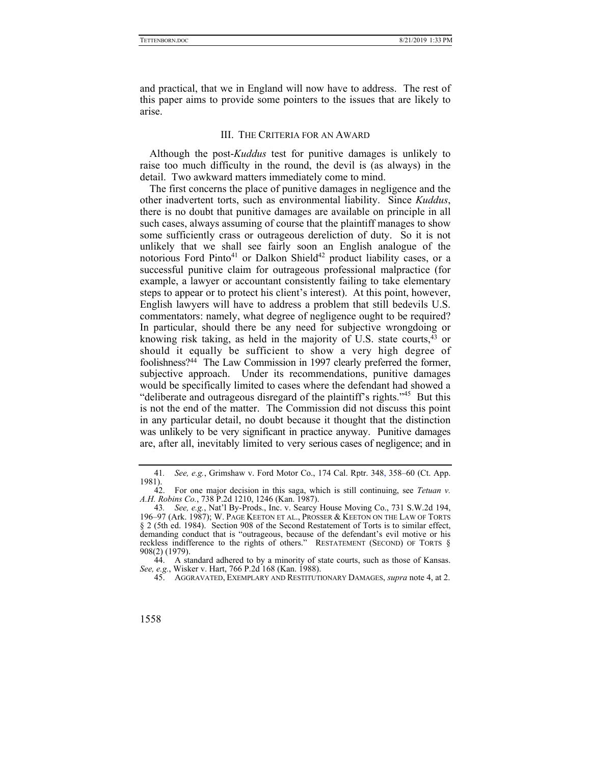and practical, that we in England will now have to address. The rest of this paper aims to provide some pointers to the issues that are likely to arise.

## III. The Criteria for an Award

Although the post-*Kuddus* test for punitive damages is unlikely to raise too much difficulty in the round, the devil is (as always) in the detail. Two awkward matters immediately come to mind.

The first concerns the place of punitive damages in negligence and the other inadvertent torts, such as environmental liability. Since *Kuddus*, there is no doubt that punitive damages are available on principle in all such cases, always assuming of course that the plaintiff manages to show some sufficiently crass or outrageous dereliction of duty. So it is not unlikely that we shall see fairly soon an English analogue of the notorious Ford Pinto[41] or Dalkon Shield[42] product liability cases, or a successful punitive claim for outrageous professional malpractice (for example, a lawyer or accountant consistently failing to take elementary steps to appear or to protect his client's interest). At this point, however, English lawyers will have to address a problem that still bedevils U.S. commentators: namely, what degree of negligence ought to be required? In particular, should there be any need for subjective wrongdoing or knowing risk taking, as held in the majority of U.S. state courts,[43] or should it equally be sufficient to show a very high degree of foolishness?[44] The Law Commission in 1997 clearly preferred the former, subjective approach. Under its recommendations, punitive damages would be specifically limited to cases where the defendant had showed a "deliberate and outrageous disregard of the plaintiff's rights."[45] But this is not the end of the matter. The Commission did not discuss this point in any particular detail, no doubt because it thought that the distinction was unlikely to be very significant in practice anyway. Punitive damages are, after all, inevitably limited to very serious cases of negligence; and in

---

41. *See, e.g.*, Grimshaw v. Ford Motor Co., 174 Cal. Rptr. 348, 358–60 (Ct. App. 1981).

42. For one major decision in this saga, which is still continuing, see *Tetuan v. A.H. Robins Co.*, 738 P.2d 1210, 1246 (Kan. 1987).

43. *See, e.g.*, Nat'l By-Prods., Inc. v. Searcy House Moving Co., 731 S.W.2d 194, 196–97 (Ark. 1987); W. Page Keeton et al., Prosser & Keeton on the Law of Torts § 2 (5th ed. 1984). Section 908 of the Second Restatement of Torts is to similar effect, demanding conduct that is "outrageous, because of the defendant's evil motive or his reckless indifference to the rights of others." Restatement (Second) of Torts § 908(2) (1979).

44. A standard adhered to by a minority of state courts, such as those of Kansas. *See, e.g.*, Wisker v. Hart, 766 P.2d 168 (Kan. 1988).

45. Aggravated, Exemplary and Restitutionary Damages, *supra* note 4, at 2.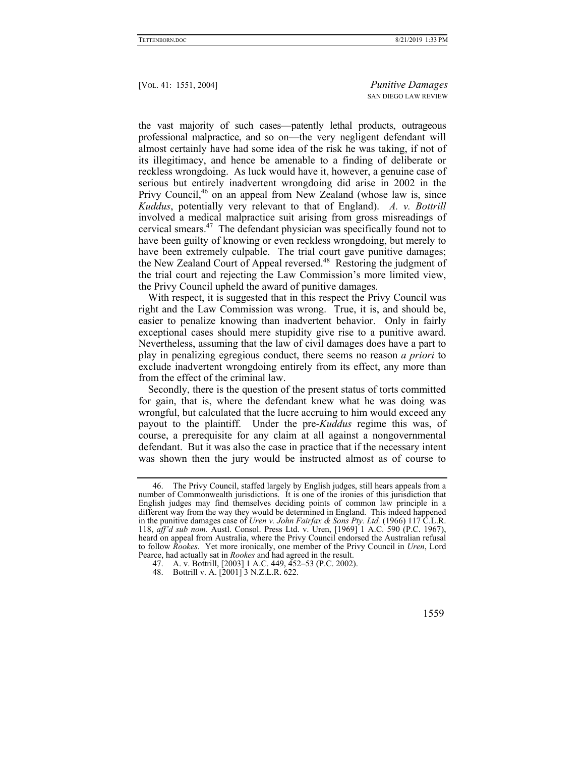the vast majority of such cases—patently lethal products, outrageous professional malpractice, and so on—the very negligent defendant will almost certainly have had some idea of the risk he was taking, if not of its illegitimacy, and hence be amenable to a finding of deliberate or reckless wrongdoing. As luck would have it, however, a genuine case of serious but entirely inadvertent wrongdoing did arise in 2002 in the Privy Council,[46] on an appeal from New Zealand (whose law is, since *Kuddus*, potentially very relevant to that of England). *A. v. Bottrill* involved a medical malpractice suit arising from gross misreadings of cervical smears.[47] The defendant physician was specifically found not to have been guilty of knowing or even reckless wrongdoing, but merely to have been extremely culpable. The trial court gave punitive damages; the New Zealand Court of Appeal reversed.[48] Restoring the judgment of the trial court and rejecting the Law Commission's more limited view, the Privy Council upheld the award of punitive damages.

With respect, it is suggested that in this respect the Privy Council was right and the Law Commission was wrong. True, it is, and should be, easier to penalize knowing than inadvertent behavior. Only in fairly exceptional cases should mere stupidity give rise to a punitive award. Nevertheless, assuming that the law of civil damages does have a part to play in penalizing egregious conduct, there seems no reason *a priori* to exclude inadvertent wrongdoing entirely from its effect, any more than from the effect of the criminal law.

Secondly, there is the question of the present status of torts committed for gain, that is, where the defendant knew what he was doing was wrongful, but calculated that the lucre accruing to him would exceed any payout to the plaintiff. Under the pre-*Kuddus* regime this was, of course, a prerequisite for any claim at all against a nongovernmental defendant. But it was also the case in practice that if the necessary intent was shown then the jury would be instructed almost as of course to

---

46. The Privy Council, staffed largely by English judges, still hears appeals from a number of Commonwealth jurisdictions. It is one of the ironies of this jurisdiction that English judges may find themselves deciding points of common law principle in a different way from the way they would be determined in England. This indeed happened in the punitive damages case of *Uren v. John Fairfax & Sons Pty. Ltd.* (1966) 117 C.L.R. 118, *aff'd sub nom.* Austl. Consol. Press Ltd. v. Uren, [1969] 1 A.C. 590 (P.C. 1967), heard on appeal from Australia, where the Privy Council endorsed the Australian refusal to follow *Rookes*. Yet more ironically, one member of the Privy Council in *Uren*, Lord Pearce, had actually sat in *Rookes* and had agreed in the result.

47. A. v. Bottrill, [2003] 1 A.C. 449, 452–53 (P.C. 2002).

48. Bottrill v. A. [2001] 3 N.Z.L.R. 622.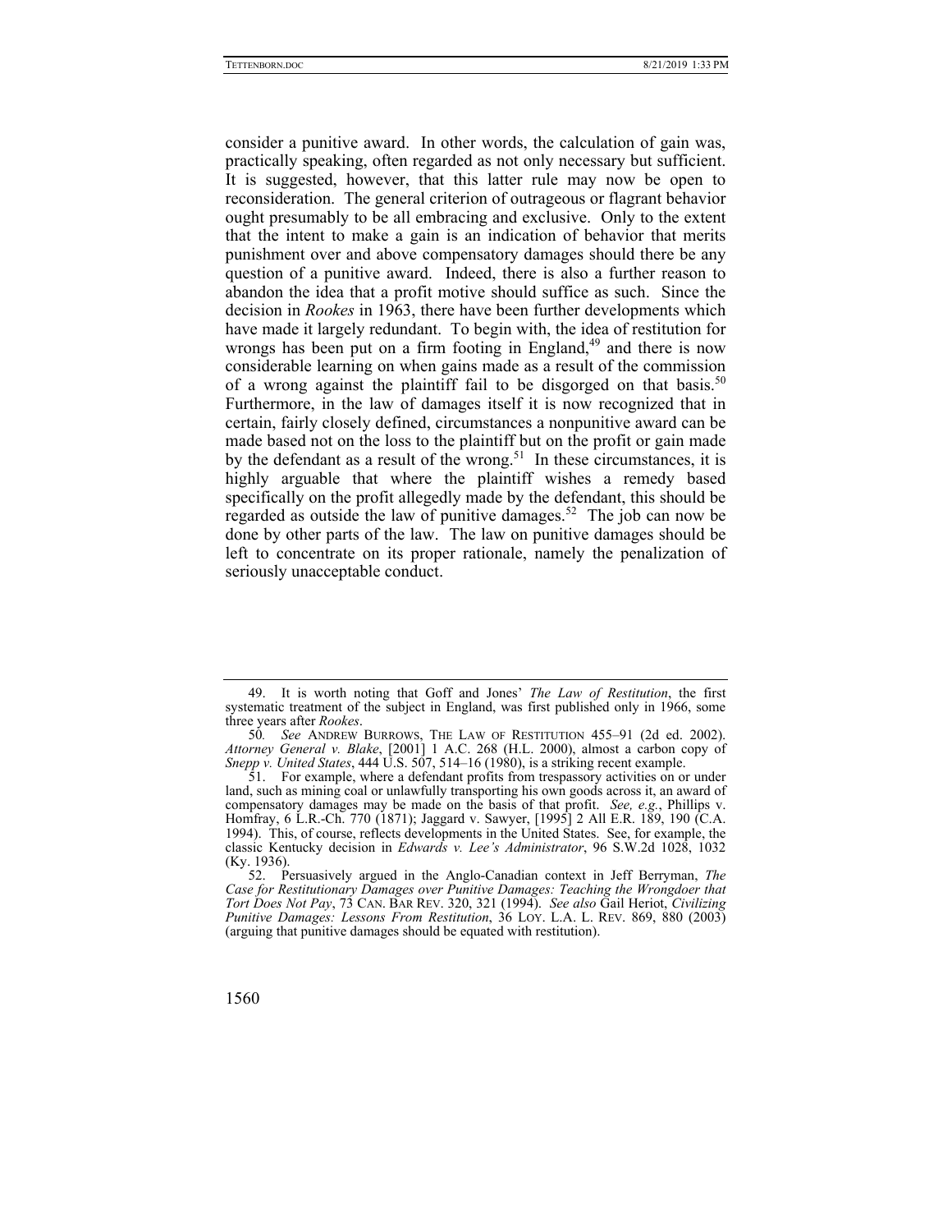consider a punitive award. In other words, the calculation of gain was, practically speaking, often regarded as not only necessary but sufficient. It is suggested, however, that this latter rule may now be open to reconsideration. The general criterion of outrageous or flagrant behavior ought presumably to be all embracing and exclusive. Only to the extent that the intent to make a gain is an indication of behavior that merits punishment over and above compensatory damages should there be any question of a punitive award. Indeed, there is also a further reason to abandon the idea that a profit motive should suffice as such. Since the decision in *Rookes* in 1963, there have been further developments which have made it largely redundant. To begin with, the idea of restitution for wrongs has been put on a firm footing in England,[49] and there is now considerable learning on when gains made as a result of the commission of a wrong against the plaintiff fail to be disgorged on that basis.[50] Furthermore, in the law of damages itself it is now recognized that in certain, fairly closely defined, circumstances a nonpunitive award can be made based not on the loss to the plaintiff but on the profit or gain made by the defendant as a result of the wrong.[51] In these circumstances, it is highly arguable that where the plaintiff wishes a remedy based specifically on the profit allegedly made by the defendant, this should be regarded as outside the law of punitive damages.[52] The job can now be done by other parts of the law. The law on punitive damages should be left to concentrate on its proper rationale, namely the penalization of seriously unacceptable conduct.

---

49. It is worth noting that Goff and Jones' *The Law of Restitution*, the first systematic treatment of the subject in England, was first published only in 1966, some three years after *Rookes*.

50. *See* ANDREW BURROWS, THE LAW OF RESTITUTION 455–91 (2d ed. 2002). *Attorney General v. Blake*, [2001] 1 A.C. 268 (H.L. 2000), almost a carbon copy of *Snepp v. United States*, 444 U.S. 507, 514–16 (1980), is a striking recent example.

51. For example, where a defendant profits from trespassory activities on or under land, such as mining coal or unlawfully transporting his own goods across it, an award of compensatory damages may be made on the basis of that profit. *See, e.g.*, Phillips v. Homfray, 6 L.R.-Ch. 770 (1871); Jaggard v. Sawyer, [1995] 2 All E.R. 189, 190 (C.A. 1994). This, of course, reflects developments in the United States. See, for example, the classic Kentucky decision in *Edwards v. Lee's Administrator*, 96 S.W.2d 1028, 1032 (Ky. 1936).

52. Persuasively argued in the Anglo-Canadian context in Jeff Berryman, *The Case for Restitutionary Damages over Punitive Damages: Teaching the Wrongdoer that Tort Does Not Pay*, 73 CAN. BAR REV. 320, 321 (1994). *See also* Gail Heriot, *Civilizing Punitive Damages: Lessons From Restitution*, 36 LOY. L.A. L. REV. 869, 880 (2003) (arguing that punitive damages should be equated with restitution).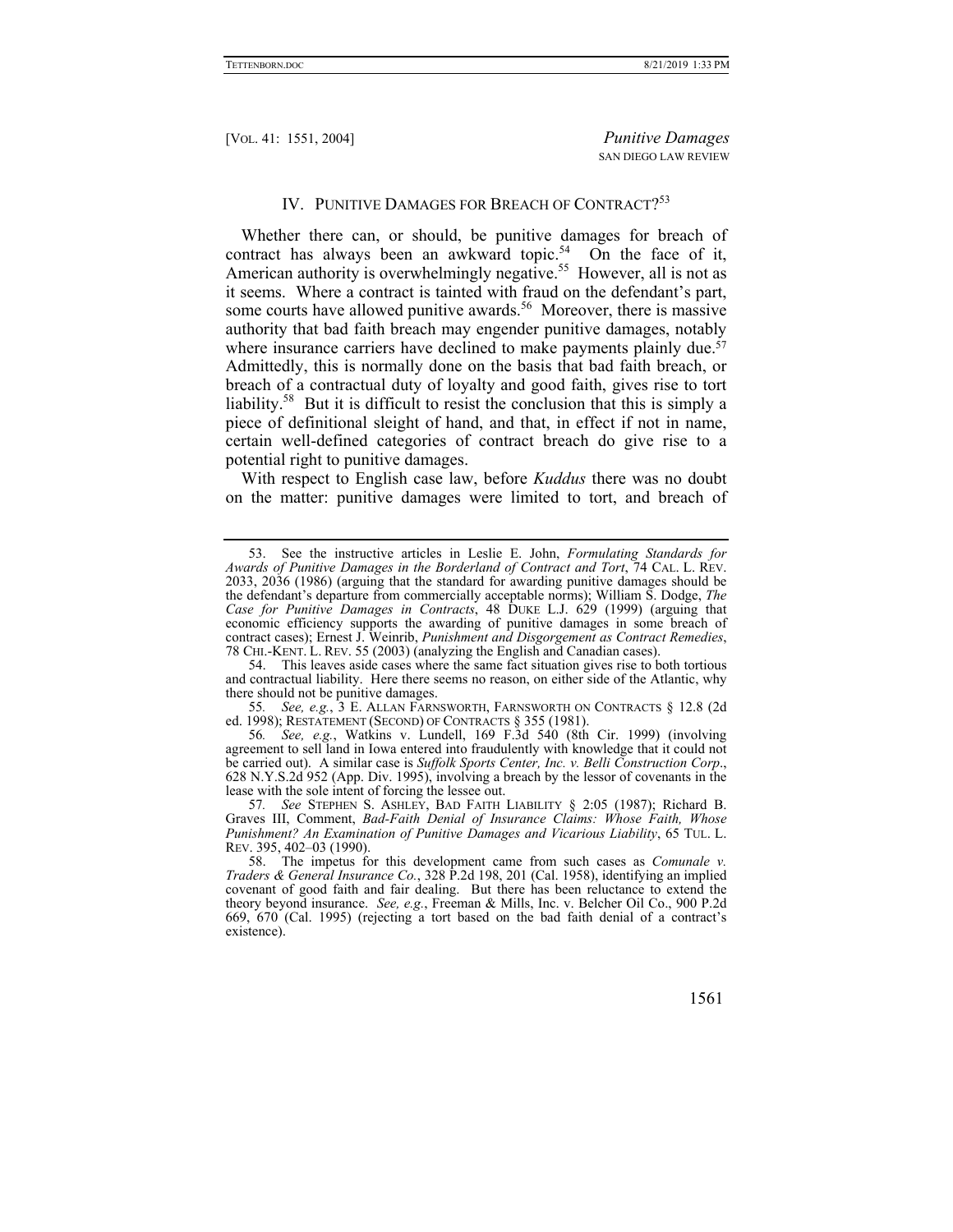## IV. Punitive Damages for Breach of Contract?[53]

Whether there can, or should, be punitive damages for breach of contract has always been an awkward topic.[54] On the face of it, American authority is overwhelmingly negative.[55] However, all is not as it seems. Where a contract is tainted with fraud on the defendant's part, some courts have allowed punitive awards.[56] Moreover, there is massive authority that bad faith breach may engender punitive damages, notably where insurance carriers have declined to make payments plainly due.[57] Admittedly, this is normally done on the basis that bad faith breach, or breach of a contractual duty of loyalty and good faith, gives rise to tort liability.[58] But it is difficult to resist the conclusion that this is simply a piece of definitional sleight of hand, and that, in effect if not in name, certain well-defined categories of contract breach do give rise to a potential right to punitive damages.

With respect to English case law, before *Kuddus* there was no doubt on the matter: punitive damages were limited to tort, and breach of

---

53. See the instructive articles in Leslie E. John, *Formulating Standards for Awards of Punitive Damages in the Borderland of Contract and Tort*, 74 CAL. L. REV. 2033, 2036 (1986) (arguing that the standard for awarding punitive damages should be the defendant's departure from commercially acceptable norms); William S. Dodge, *The Case for Punitive Damages in Contracts*, 48 DUKE L.J. 629 (1999) (arguing that economic efficiency supports the awarding of punitive damages in some breach of contract cases); Ernest J. Weinrib, *Punishment and Disgorgement as Contract Remedies*, 78 CHI.-KENT. L. REV. 55 (2003) (analyzing the English and Canadian cases).

54. This leaves aside cases where the same fact situation gives rise to both tortious and contractual liability. Here there seems no reason, on either side of the Atlantic, why there should not be punitive damages.

55. *See, e.g.*, 3 E. ALLAN FARNSWORTH, FARNSWORTH ON CONTRACTS § 12.8 (2d ed. 1998); RESTATEMENT (SECOND) OF CONTRACTS § 355 (1981).

56. *See, e.g.*, Watkins v. Lundell, 169 F.3d 540 (8th Cir. 1999) (involving agreement to sell land in Iowa entered into fraudulently with knowledge that it could not be carried out). A similar case is *Suffolk Sports Center, Inc. v. Belli Construction Corp*., 628 N.Y.S.2d 952 (App. Div. 1995), involving a breach by the lessor of covenants in the lease with the sole intent of forcing the lessee out.

57. *See* STEPHEN S. ASHLEY, BAD FAITH LIABILITY § 2:05 (1987); Richard B. Graves III, Comment, *Bad-Faith Denial of Insurance Claims: Whose Faith, Whose Punishment? An Examination of Punitive Damages and Vicarious Liability*, 65 TUL. L. REV. 395, 402–03 (1990).

58. The impetus for this development came from such cases as *Comunale v. Traders & General Insurance Co.*, 328 P.2d 198, 201 (Cal. 1958), identifying an implied covenant of good faith and fair dealing. But there has been reluctance to extend the theory beyond insurance. *See, e.g.*, Freeman & Mills, Inc. v. Belcher Oil Co., 900 P.2d 669, 670 (Cal. 1995) (rejecting a tort based on the bad faith denial of a contract's existence).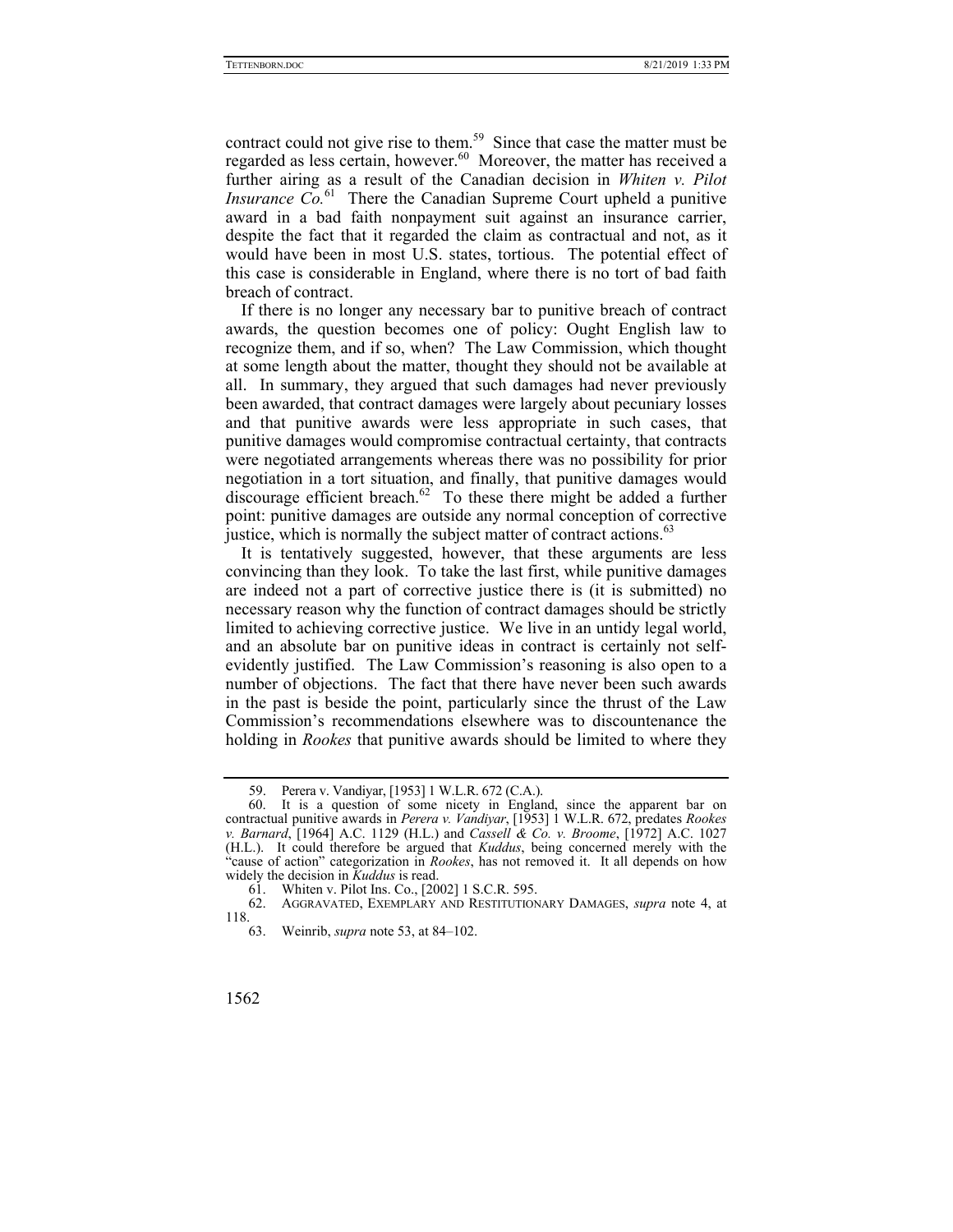contract could not give rise to them.[59] Since that case the matter must be regarded as less certain, however.[60] Moreover, the matter has received a further airing as a result of the Canadian decision in *Whiten v. Pilot Insurance Co.*[61] There the Canadian Supreme Court upheld a punitive award in a bad faith nonpayment suit against an insurance carrier, despite the fact that it regarded the claim as contractual and not, as it would have been in most U.S. states, tortious. The potential effect of this case is considerable in England, where there is no tort of bad faith breach of contract.

If there is no longer any necessary bar to punitive breach of contract awards, the question becomes one of policy: Ought English law to recognize them, and if so, when? The Law Commission, which thought at some length about the matter, thought they should not be available at all. In summary, they argued that such damages had never previously been awarded, that contract damages were largely about pecuniary losses and that punitive awards were less appropriate in such cases, that punitive damages would compromise contractual certainty, that contracts were negotiated arrangements whereas there was no possibility for prior negotiation in a tort situation, and finally, that punitive damages would discourage efficient breach.[62] To these there might be added a further point: punitive damages are outside any normal conception of corrective justice, which is normally the subject matter of contract actions.[63]

It is tentatively suggested, however, that these arguments are less convincing than they look. To take the last first, while punitive damages are indeed not a part of corrective justice there is (it is submitted) no necessary reason why the function of contract damages should be strictly limited to achieving corrective justice. We live in an untidy legal world, and an absolute bar on punitive ideas in contract is certainly not self-evidently justified. The Law Commission's reasoning is also open to a number of objections. The fact that there have never been such awards in the past is beside the point, particularly since the thrust of the Law Commission's recommendations elsewhere was to discountenance the holding in *Rookes* that punitive awards should be limited to where they

---

59. Perera v. Vandiyar, [1953] 1 W.L.R. 672 (C.A.).

60. It is a question of some nicety in England, since the apparent bar on contractual punitive awards in *Perera v. Vandiyar*, [1953] 1 W.L.R. 672, predates *Rookes v. Barnard*, [1964] A.C. 1129 (H.L.) and *Cassell & Co. v. Broome*, [1972] A.C. 1027 (H.L.). It could therefore be argued that *Kuddus*, being concerned merely with the "cause of action" categorization in *Rookes*, has not removed it. It all depends on how widely the decision in *Kuddus* is read.

61. Whiten v. Pilot Ins. Co., [2002] 1 S.C.R. 595.

62. AGGRAVATED, EXEMPLARY AND RESTITUTIONARY DAMAGES, *supra* note 4, at 118.

63. Weinrib, *supra* note 53, at 84–102.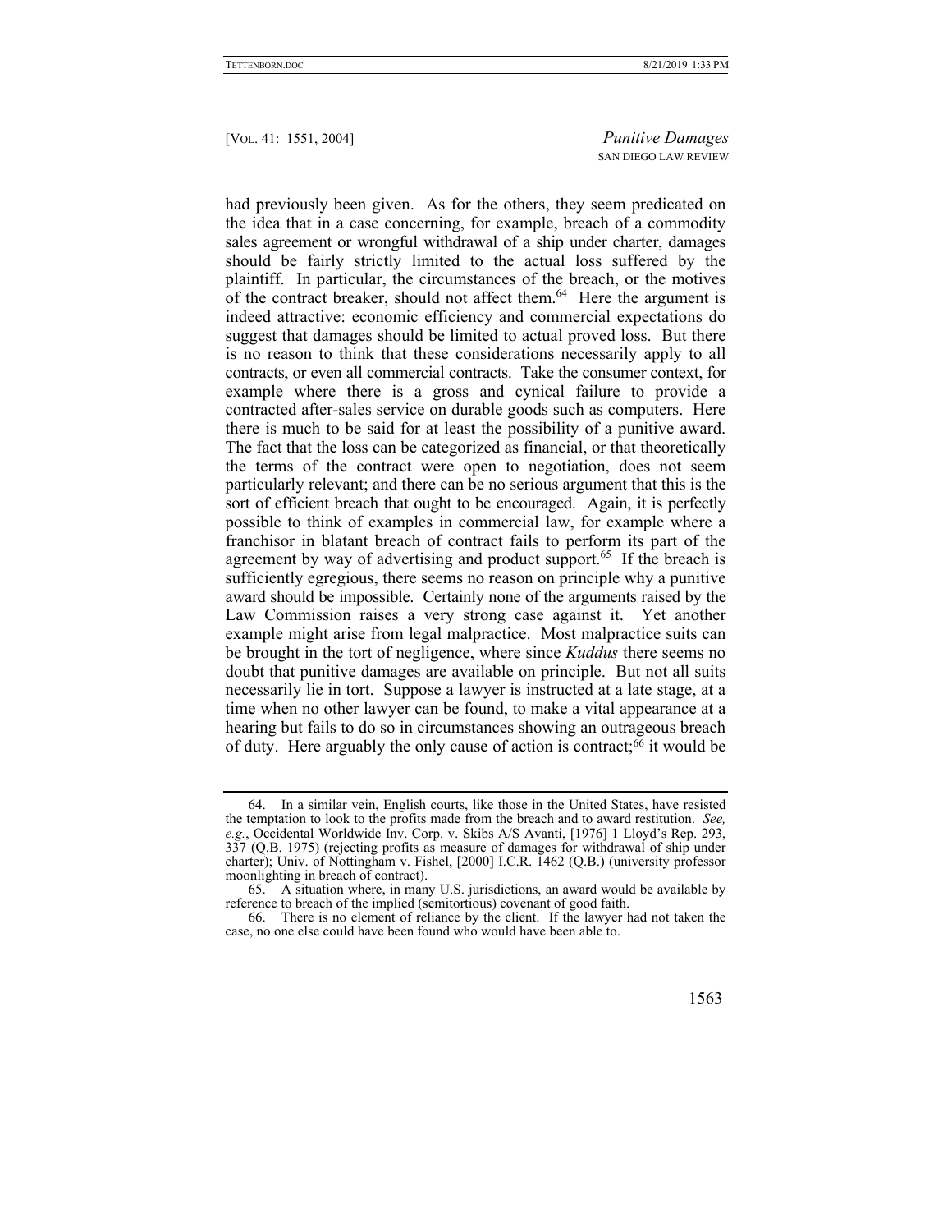had previously been given. As for the others, they seem predicated on the idea that in a case concerning, for example, breach of a commodity sales agreement or wrongful withdrawal of a ship under charter, damages should be fairly strictly limited to the actual loss suffered by the plaintiff. In particular, the circumstances of the breach, or the motives of the contract breaker, should not affect them.[64] Here the argument is indeed attractive: economic efficiency and commercial expectations do suggest that damages should be limited to actual proved loss. But there is no reason to think that these considerations necessarily apply to all contracts, or even all commercial contracts. Take the consumer context, for example where there is a gross and cynical failure to provide a contracted after-sales service on durable goods such as computers. Here there is much to be said for at least the possibility of a punitive award. The fact that the loss can be categorized as financial, or that theoretically the terms of the contract were open to negotiation, does not seem particularly relevant; and there can be no serious argument that this is the sort of efficient breach that ought to be encouraged. Again, it is perfectly possible to think of examples in commercial law, for example where a franchisor in blatant breach of contract fails to perform its part of the agreement by way of advertising and product support.[65] If the breach is sufficiently egregious, there seems no reason on principle why a punitive award should be impossible. Certainly none of the arguments raised by the Law Commission raises a very strong case against it. Yet another example might arise from legal malpractice. Most malpractice suits can be brought in the tort of negligence, where since *Kuddus* there seems no doubt that punitive damages are available on principle. But not all suits necessarily lie in tort. Suppose a lawyer is instructed at a late stage, at a time when no other lawyer can be found, to make a vital appearance at a hearing but fails to do so in circumstances showing an outrageous breach of duty. Here arguably the only cause of action is contract;[66] it would be

---

64. In a similar vein, English courts, like those in the United States, have resisted the temptation to look to the profits made from the breach and to award restitution. *See, e.g.*, Occidental Worldwide Inv. Corp. v. Skibs A/S Avanti, [1976] 1 Lloyd's Rep. 293, 337 (Q.B. 1975) (rejecting profits as measure of damages for withdrawal of ship under charter); Univ. of Nottingham v. Fishel, [2000] I.C.R. 1462 (Q.B.) (university professor moonlighting in breach of contract).

65. A situation where, in many U.S. jurisdictions, an award would be available by reference to breach of the implied (semitortious) covenant of good faith.

66. There is no element of reliance by the client. If the lawyer had not taken the case, no one else could have been found who would have been able to.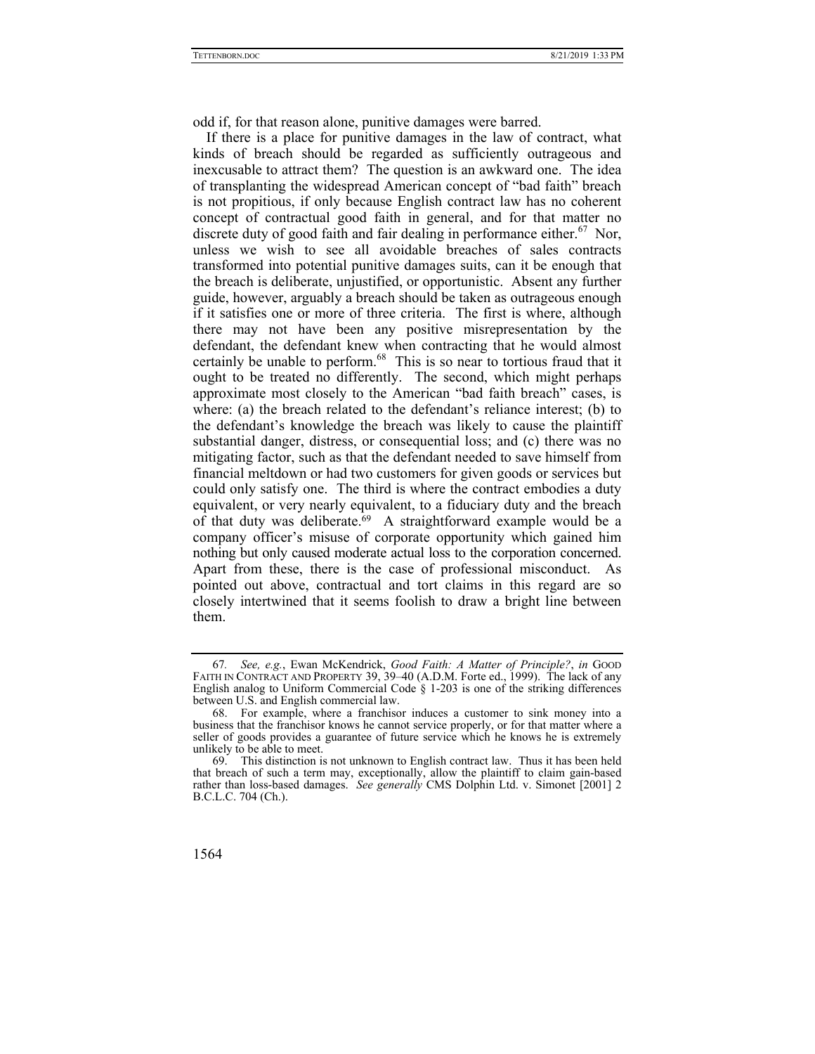odd if, for that reason alone, punitive damages were barred.

If there is a place for punitive damages in the law of contract, what kinds of breach should be regarded as sufficiently outrageous and inexcusable to attract them? The question is an awkward one. The idea of transplanting the widespread American concept of "bad faith" breach is not propitious, if only because English contract law has no coherent concept of contractual good faith in general, and for that matter no discrete duty of good faith and fair dealing in performance either.[67] Nor, unless we wish to see all avoidable breaches of sales contracts transformed into potential punitive damages suits, can it be enough that the breach is deliberate, unjustified, or opportunistic. Absent any further guide, however, arguably a breach should be taken as outrageous enough if it satisfies one or more of three criteria. The first is where, although there may not have been any positive misrepresentation by the defendant, the defendant knew when contracting that he would almost certainly be unable to perform.[68] This is so near to tortious fraud that it ought to be treated no differently. The second, which might perhaps approximate most closely to the American "bad faith breach" cases, is where: (a) the breach related to the defendant's reliance interest; (b) to the defendant's knowledge the breach was likely to cause the plaintiff substantial danger, distress, or consequential loss; and (c) there was no mitigating factor, such as that the defendant needed to save himself from financial meltdown or had two customers for given goods or services but could only satisfy one. The third is where the contract embodies a duty equivalent, or very nearly equivalent, to a fiduciary duty and the breach of that duty was deliberate.[69] A straightforward example would be a company officer's misuse of corporate opportunity which gained him nothing but only caused moderate actual loss to the corporation concerned. Apart from these, there is the case of professional misconduct. As pointed out above, contractual and tort claims in this regard are so closely intertwined that it seems foolish to draw a bright line between them.

---

67. *See, e.g.*, Ewan McKendrick, *Good Faith: A Matter of Principle?*, *in* GOOD FAITH IN CONTRACT AND PROPERTY 39, 39–40 (A.D.M. Forte ed., 1999). The lack of any English analog to Uniform Commercial Code § 1-203 is one of the striking differences between U.S. and English commercial law.

68. For example, where a franchisor induces a customer to sink money into a business that the franchisor knows he cannot service properly, or for that matter where a seller of goods provides a guarantee of future service which he knows he is extremely unlikely to be able to meet.

69. This distinction is not unknown to English contract law. Thus it has been held that breach of such a term may, exceptionally, allow the plaintiff to claim gain-based rather than loss-based damages. *See generally* CMS Dolphin Ltd. v. Simonet [2001] 2 B.C.L.C. 704 (Ch.).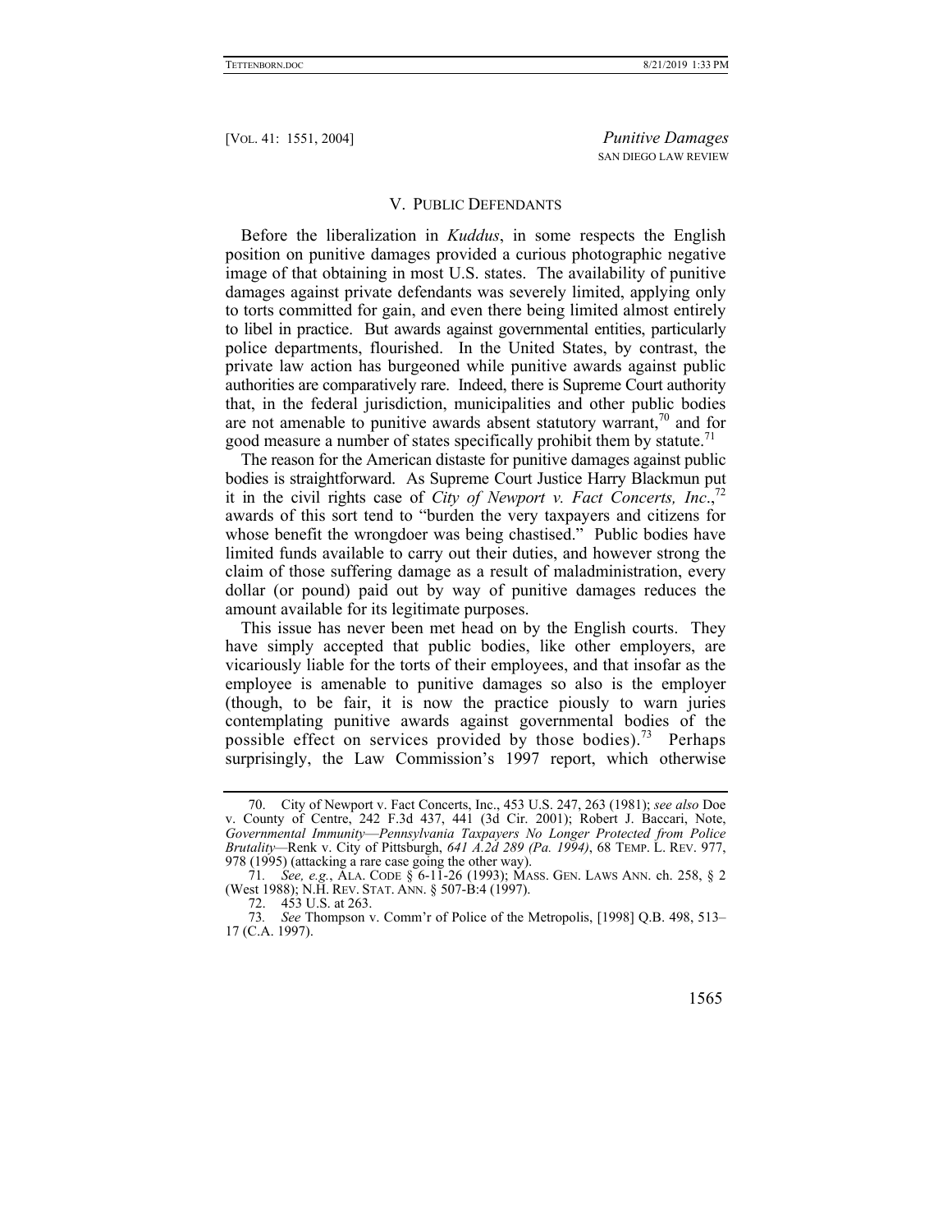## V. PUBLIC DEFENDANTS

Before the liberalization in *Kuddus*, in some respects the English position on punitive damages provided a curious photographic negative image of that obtaining in most U.S. states. The availability of punitive damages against private defendants was severely limited, applying only to torts committed for gain, and even there being limited almost entirely to libel in practice. But awards against governmental entities, particularly police departments, flourished. In the United States, by contrast, the private law action has burgeoned while punitive awards against public authorities are comparatively rare. Indeed, there is Supreme Court authority that, in the federal jurisdiction, municipalities and other public bodies are not amenable to punitive awards absent statutory warrant,[70] and for good measure a number of states specifically prohibit them by statute.[71]

The reason for the American distaste for punitive damages against public bodies is straightforward. As Supreme Court Justice Harry Blackmun put it in the civil rights case of *City of Newport v. Fact Concerts, Inc*.,[72] awards of this sort tend to "burden the very taxpayers and citizens for whose benefit the wrongdoer was being chastised." Public bodies have limited funds available to carry out their duties, and however strong the claim of those suffering damage as a result of maladministration, every dollar (or pound) paid out by way of punitive damages reduces the amount available for its legitimate purposes.

This issue has never been met head on by the English courts. They have simply accepted that public bodies, like other employers, are vicariously liable for the torts of their employees, and that insofar as the employee is amenable to punitive damages so also is the employer (though, to be fair, it is now the practice piously to warn juries contemplating punitive awards against governmental bodies of the possible effect on services provided by those bodies).[73] Perhaps surprisingly, the Law Commission's 1997 report, which otherwise

---

70. City of Newport v. Fact Concerts, Inc., 453 U.S. 247, 263 (1981); *see also* Doe v. County of Centre, 242 F.3d 437, 441 (3d Cir. 2001); Robert J. Baccari, Note, *Governmental Immunity—Pennsylvania Taxpayers No Longer Protected from Police Brutality*—Renk v. City of Pittsburgh, *641 A.2d 289 (Pa. 1994)*, 68 TEMP. L. REV. 977, 978 (1995) (attacking a rare case going the other way).

71. *See, e.g.*, ALA. CODE § 6-11-26 (1993); MASS. GEN. LAWS ANN. ch. 258, § 2 (West 1988); N.H. REV. STAT. ANN. § 507-B:4 (1997).

72. 453 U.S. at 263.

73. *See* Thompson v. Comm'r of Police of the Metropolis, [1998] Q.B. 498, 513–17 (C.A. 1997).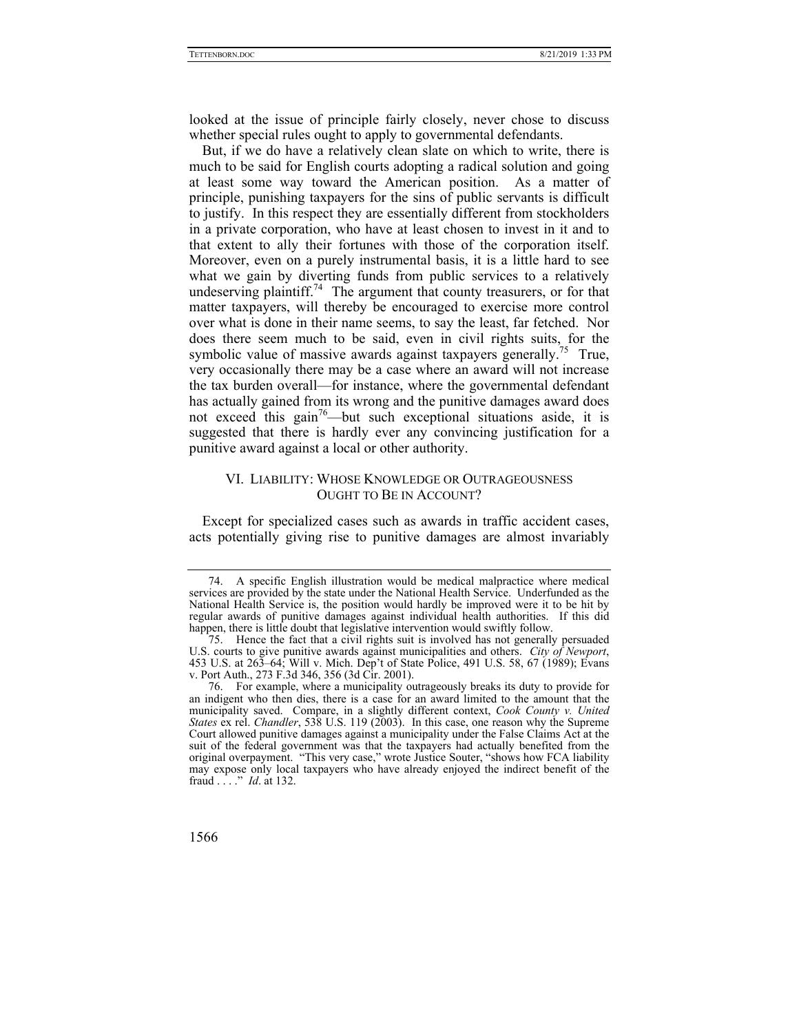looked at the issue of principle fairly closely, never chose to discuss whether special rules ought to apply to governmental defendants.

But, if we do have a relatively clean slate on which to write, there is much to be said for English courts adopting a radical solution and going at least some way toward the American position. As a matter of principle, punishing taxpayers for the sins of public servants is difficult to justify. In this respect they are essentially different from stockholders in a private corporation, who have at least chosen to invest in it and to that extent to ally their fortunes with those of the corporation itself. Moreover, even on a purely instrumental basis, it is a little hard to see what we gain by diverting funds from public services to a relatively undeserving plaintiff.[74] The argument that county treasurers, or for that matter taxpayers, will thereby be encouraged to exercise more control over what is done in their name seems, to say the least, far fetched. Nor does there seem much to be said, even in civil rights suits, for the symbolic value of massive awards against taxpayers generally.[75] True, very occasionally there may be a case where an award will not increase the tax burden overall—for instance, where the governmental defendant has actually gained from its wrong and the punitive damages award does not exceed this gain[76]—but such exceptional situations aside, it is suggested that there is hardly ever any convincing justification for a punitive award against a local or other authority.

## VI. LIABILITY: WHOSE KNOWLEDGE OR OUTRAGEOUSNESS OUGHT TO BE IN ACCOUNT?

Except for specialized cases such as awards in traffic accident cases, acts potentially giving rise to punitive damages are almost invariably

---

74. A specific English illustration would be medical malpractice where medical services are provided by the state under the National Health Service. Underfunded as the National Health Service is, the position would hardly be improved were it to be hit by regular awards of punitive damages against individual health authorities. If this did happen, there is little doubt that legislative intervention would swiftly follow.

75. Hence the fact that a civil rights suit is involved has not generally persuaded U.S. courts to give punitive awards against municipalities and others. *City of Newport*, 453 U.S. at 263–64; Will v. Mich. Dep't of State Police, 491 U.S. 58, 67 (1989); Evans v. Port Auth., 273 F.3d 346, 356 (3d Cir. 2001).

76. For example, where a municipality outrageously breaks its duty to provide for an indigent who then dies, there is a case for an award limited to the amount that the municipality saved. Compare, in a slightly different context, *Cook County v. United States* ex rel. *Chandler*, 538 U.S. 119 (2003). In this case, one reason why the Supreme Court allowed punitive damages against a municipality under the False Claims Act at the suit of the federal government was that the taxpayers had actually benefited from the original overpayment. "This very case," wrote Justice Souter, "shows how FCA liability may expose only local taxpayers who have already enjoyed the indirect benefit of the fraud . . . ." *Id*. at 132.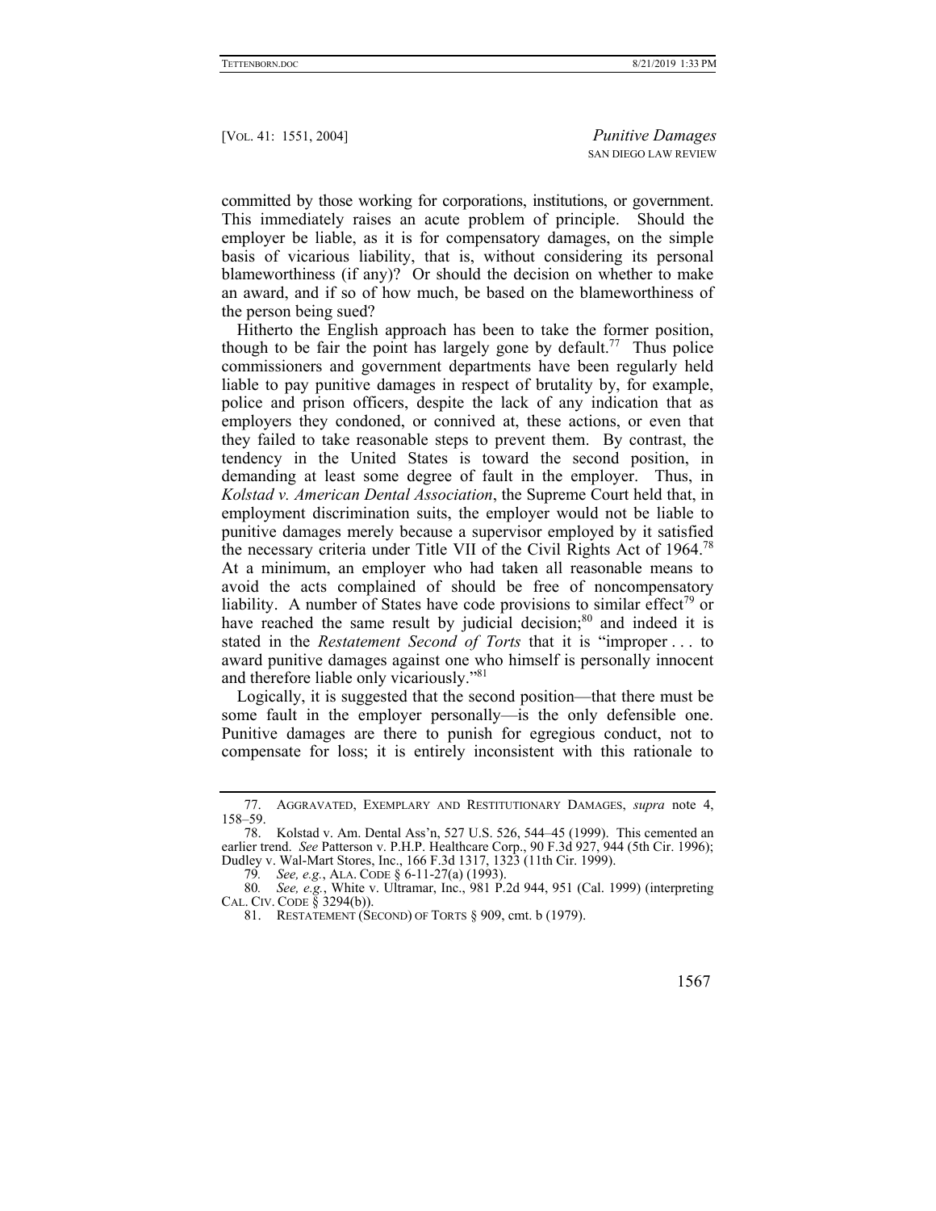committed by those working for corporations, institutions, or government. This immediately raises an acute problem of principle. Should the employer be liable, as it is for compensatory damages, on the simple basis of vicarious liability, that is, without considering its personal blameworthiness (if any)? Or should the decision on whether to make an award, and if so of how much, be based on the blameworthiness of the person being sued?

Hitherto the English approach has been to take the former position, though to be fair the point has largely gone by default.[77] Thus police commissioners and government departments have been regularly held liable to pay punitive damages in respect of brutality by, for example, police and prison officers, despite the lack of any indication that as employers they condoned, or connived at, these actions, or even that they failed to take reasonable steps to prevent them. By contrast, the tendency in the United States is toward the second position, in demanding at least some degree of fault in the employer. Thus, in *Kolstad v. American Dental Association*, the Supreme Court held that, in employment discrimination suits, the employer would not be liable to punitive damages merely because a supervisor employed by it satisfied the necessary criteria under Title VII of the Civil Rights Act of 1964.[78] At a minimum, an employer who had taken all reasonable means to avoid the acts complained of should be free of noncompensatory liability. A number of States have code provisions to similar effect[79] or have reached the same result by judicial decision;[80] and indeed it is stated in the *Restatement Second of Torts* that it is "improper . . . to award punitive damages against one who himself is personally innocent and therefore liable only vicariously."[81]

Logically, it is suggested that the second position—that there must be some fault in the employer personally—is the only defensible one. Punitive damages are there to punish for egregious conduct, not to compensate for loss; it is entirely inconsistent with this rationale to

---

77. AGGRAVATED, EXEMPLARY AND RESTITUTIONARY DAMAGES, *supra* note 4, 158–59.

78. Kolstad v. Am. Dental Ass'n, 527 U.S. 526, 544–45 (1999). This cemented an earlier trend. *See* Patterson v. P.H.P. Healthcare Corp., 90 F.3d 927, 944 (5th Cir. 1996); Dudley v. Wal-Mart Stores, Inc., 166 F.3d 1317, 1323 (11th Cir. 1999).

79. *See, e.g.*, ALA. CODE § 6-11-27(a) (1993).

80. *See, e.g.*, White v. Ultramar, Inc., 981 P.2d 944, 951 (Cal. 1999) (interpreting CAL. CIV. CODE § 3294(b)).

81. RESTATEMENT (SECOND) OF TORTS § 909, cmt. b (1979).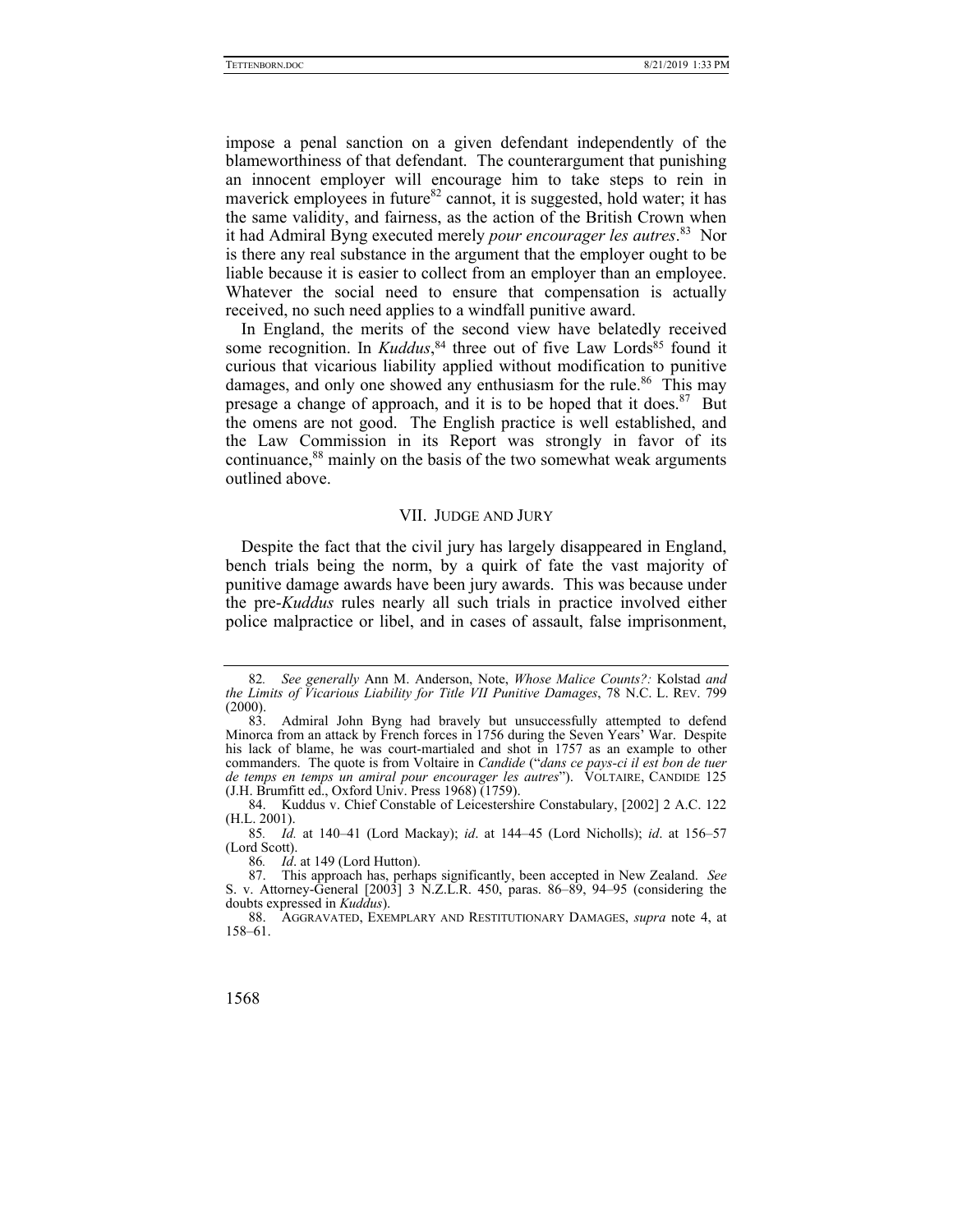impose a penal sanction on a given defendant independently of the blameworthiness of that defendant. The counterargument that punishing an innocent employer will encourage him to take steps to rein in maverick employees in future[82] cannot, it is suggested, hold water; it has the same validity, and fairness, as the action of the British Crown when it had Admiral Byng executed merely *pour encourager les autres*.[83] Nor is there any real substance in the argument that the employer ought to be liable because it is easier to collect from an employer than an employee. Whatever the social need to ensure that compensation is actually received, no such need applies to a windfall punitive award.

In England, the merits of the second view have belatedly received some recognition. In *Kuddus*,[84] three out of five Law Lords[85] found it curious that vicarious liability applied without modification to punitive damages, and only one showed any enthusiasm for the rule.[86] This may presage a change of approach, and it is to be hoped that it does.[87] But the omens are not good. The English practice is well established, and the Law Commission in its Report was strongly in favor of its continuance,[88] mainly on the basis of the two somewhat weak arguments outlined above.

## VII. JUDGE AND JURY

Despite the fact that the civil jury has largely disappeared in England, bench trials being the norm, by a quirk of fate the vast majority of punitive damage awards have been jury awards. This was because under the pre-*Kuddus* rules nearly all such trials in practice involved either police malpractice or libel, and in cases of assault, false imprisonment,

---

82. *See generally* Ann M. Anderson, Note, *Whose Malice Counts?:* Kolstad *and the Limits of Vicarious Liability for Title VII Punitive Damages*, 78 N.C. L. REV. 799 (2000).

83. Admiral John Byng had bravely but unsuccessfully attempted to defend Minorca from an attack by French forces in 1756 during the Seven Years' War. Despite his lack of blame, he was court-martialed and shot in 1757 as an example to other commanders. The quote is from Voltaire in *Candide* ("*dans ce pays-ci il est bon de tuer de temps en temps un amiral pour encourager les autres*"). VOLTAIRE, CANDIDE 125 (J.H. Brumfitt ed., Oxford Univ. Press 1968) (1759).

84. Kuddus v. Chief Constable of Leicestershire Constabulary, [2002] 2 A.C. 122 (H.L. 2001).

85. *Id.* at 140–41 (Lord Mackay); *id*. at 144–45 (Lord Nicholls); *id*. at 156–57 (Lord Scott).

86. *Id*. at 149 (Lord Hutton).

87. This approach has, perhaps significantly, been accepted in New Zealand. *See* S. v. Attorney-General [2003] 3 N.Z.L.R. 450, paras. 86–89, 94–95 (considering the doubts expressed in *Kuddus*).

88. AGGRAVATED, EXEMPLARY AND RESTITUTIONARY DAMAGES, *supra* note 4, at 158–61.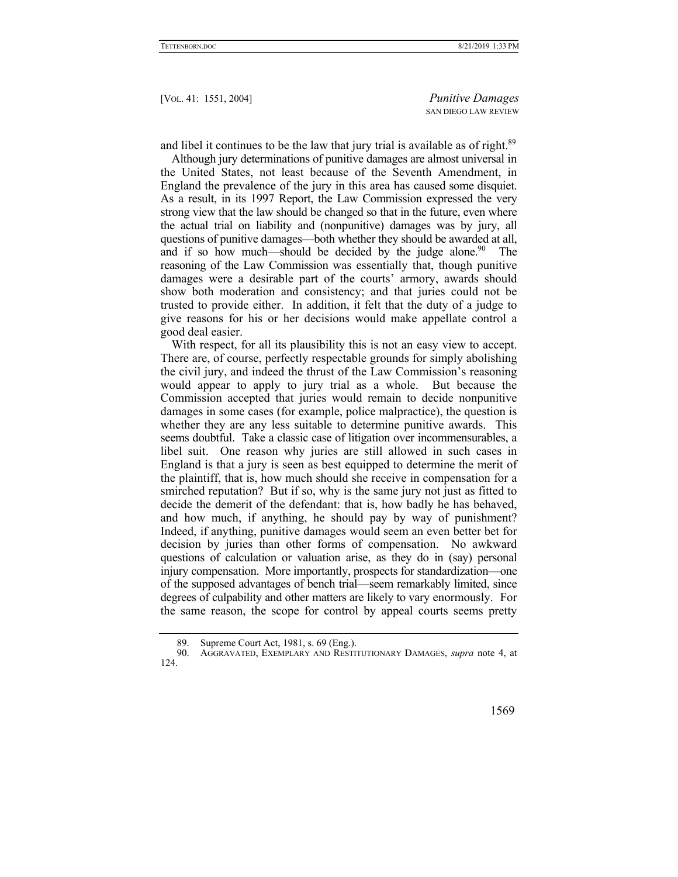and libel it continues to be the law that jury trial is available as of right.[89]

Although jury determinations of punitive damages are almost universal in the United States, not least because of the Seventh Amendment, in England the prevalence of the jury in this area has caused some disquiet. As a result, in its 1997 Report, the Law Commission expressed the very strong view that the law should be changed so that in the future, even where the actual trial on liability and (nonpunitive) damages was by jury, all questions of punitive damages—both whether they should be awarded at all, and if so how much—should be decided by the judge alone.[90] The reasoning of the Law Commission was essentially that, though punitive damages were a desirable part of the courts' armory, awards should show both moderation and consistency; and that juries could not be trusted to provide either. In addition, it felt that the duty of a judge to give reasons for his or her decisions would make appellate control a good deal easier.

With respect, for all its plausibility this is not an easy view to accept. There are, of course, perfectly respectable grounds for simply abolishing the civil jury, and indeed the thrust of the Law Commission's reasoning would appear to apply to jury trial as a whole. But because the Commission accepted that juries would remain to decide nonpunitive damages in some cases (for example, police malpractice), the question is whether they are any less suitable to determine punitive awards. This seems doubtful. Take a classic case of litigation over incommensurables, a libel suit. One reason why juries are still allowed in such cases in England is that a jury is seen as best equipped to determine the merit of the plaintiff, that is, how much should she receive in compensation for a smirched reputation? But if so, why is the same jury not just as fitted to decide the demerit of the defendant: that is, how badly he has behaved, and how much, if anything, he should pay by way of punishment? Indeed, if anything, punitive damages would seem an even better bet for decision by juries than other forms of compensation. No awkward questions of calculation or valuation arise, as they do in (say) personal injury compensation. More importantly, prospects for standardization—one of the supposed advantages of bench trial—seem remarkably limited, since degrees of culpability and other matters are likely to vary enormously. For the same reason, the scope for control by appeal courts seems pretty

---

89. Supreme Court Act, 1981, s. 69 (Eng.).

90. AGGRAVATED, EXEMPLARY AND RESTITUTIONARY DAMAGES, *supra* note 4, at 124.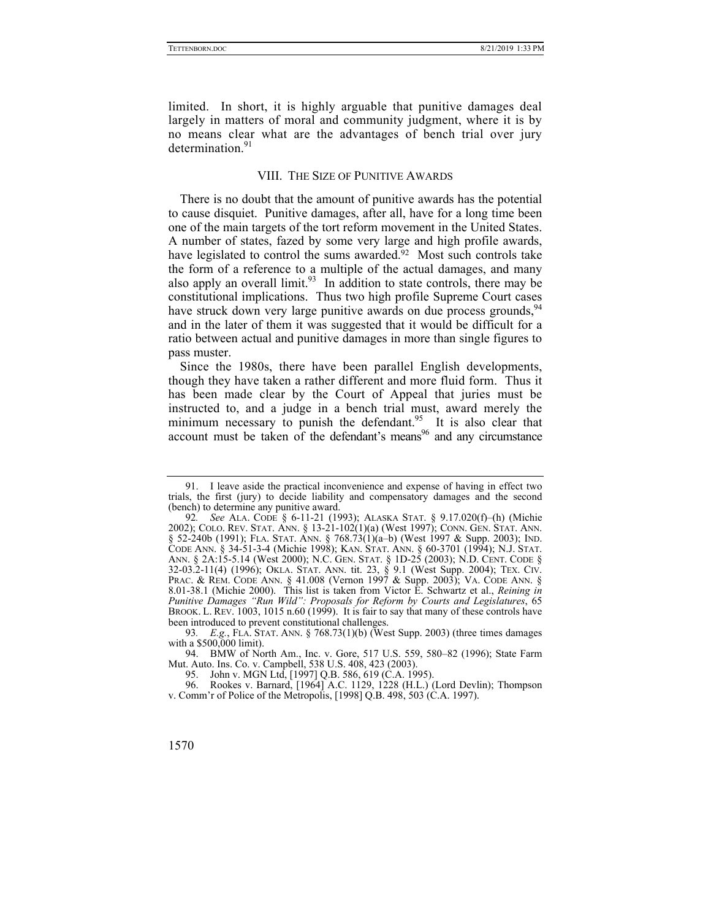limited. In short, it is highly arguable that punitive damages deal largely in matters of moral and community judgment, where it is by no means clear what are the advantages of bench trial over jury determination.[91]

## VIII. THE SIZE OF PUNITIVE AWARDS

There is no doubt that the amount of punitive awards has the potential to cause disquiet. Punitive damages, after all, have for a long time been one of the main targets of the tort reform movement in the United States. A number of states, fazed by some very large and high profile awards, have legislated to control the sums awarded.[92] Most such controls take the form of a reference to a multiple of the actual damages, and many also apply an overall limit.[93] In addition to state controls, there may be constitutional implications. Thus two high profile Supreme Court cases have struck down very large punitive awards on due process grounds,[94] and in the later of them it was suggested that it would be difficult for a ratio between actual and punitive damages in more than single figures to pass muster.

Since the 1980s, there have been parallel English developments, though they have taken a rather different and more fluid form. Thus it has been made clear by the Court of Appeal that juries must be instructed to, and a judge in a bench trial must, award merely the minimum necessary to punish the defendant.[95] It is also clear that account must be taken of the defendant's means[96] and any circumstance

---

91. I leave aside the practical inconvenience and expense of having in effect two trials, the first (jury) to decide liability and compensatory damages and the second (bench) to determine any punitive award.

92. *See* ALA. CODE § 6-11-21 (1993); ALASKA STAT. § 9.17.020(f)–(h) (Michie 2002); COLO. REV. STAT. ANN. § 13-21-102(1)(a) (West 1997); CONN. GEN. STAT. ANN. § 52-240b (1991); FLA. STAT. ANN. § 768.73(1)(a–b) (West 1997 & Supp. 2003); IND. CODE ANN. § 34-51-3-4 (Michie 1998); KAN. STAT. ANN. § 60-3701 (1994); N.J. STAT. ANN. § 2A:15-5.14 (West 2000); N.C. GEN. STAT. § 1D-25 (2003); N.D. CENT. CODE § 32-03.2-11(4) (1996); OKLA. STAT. ANN. tit. 23, § 9.1 (West Supp. 2004); TEX. CIV. PRAC. & REM. CODE ANN. § 41.008 (Vernon 1997 & Supp. 2003); VA. CODE ANN. § 8.01-38.1 (Michie 2000). This list is taken from Victor E. Schwartz et al., *Reining in Punitive Damages "Run Wild": Proposals for Reform by Courts and Legislatures*, 65 BROOK. L. REV. 1003, 1015 n.60 (1999). It is fair to say that many of these controls have been introduced to prevent constitutional challenges.

93. *E.g.*, FLA. STAT. ANN. § 768.73(1)(b) (West Supp. 2003) (three times damages with a $500,000 limit).

94. BMW of North Am., Inc. v. Gore, 517 U.S. 559, 580–82 (1996); State Farm Mut. Auto. Ins. Co. v. Campbell, 538 U.S. 408, 423 (2003).

95. John v. MGN Ltd, [1997] Q.B. 586, 619 (C.A. 1995).

96. Rookes v. Barnard, [1964] A.C. 1129, 1228 (H.L.) (Lord Devlin); Thompson v. Comm'r of Police of the Metropolis, [1998] Q.B. 498, 503 (C.A. 1997).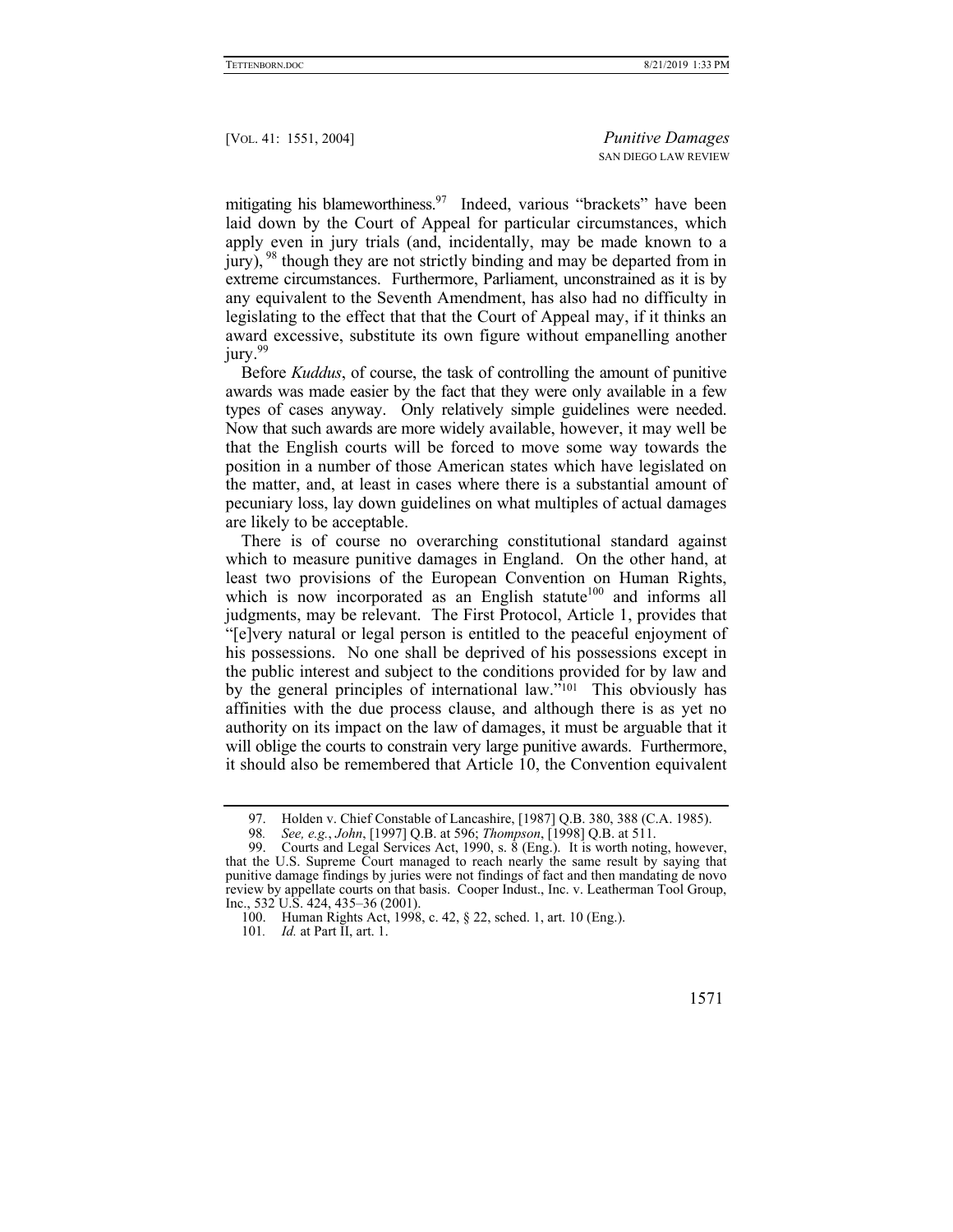mitigating his blameworthiness.[97] Indeed, various "brackets" have been laid down by the Court of Appeal for particular circumstances, which apply even in jury trials (and, incidentally, may be made known to a jury),[98] though they are not strictly binding and may be departed from in extreme circumstances. Furthermore, Parliament, unconstrained as it is by any equivalent to the Seventh Amendment, has also had no difficulty in legislating to the effect that that the Court of Appeal may, if it thinks an award excessive, substitute its own figure without empanelling another jury.[99]

Before *Kuddus*, of course, the task of controlling the amount of punitive awards was made easier by the fact that they were only available in a few types of cases anyway. Only relatively simple guidelines were needed. Now that such awards are more widely available, however, it may well be that the English courts will be forced to move some way towards the position in a number of those American states which have legislated on the matter, and, at least in cases where there is a substantial amount of pecuniary loss, lay down guidelines on what multiples of actual damages are likely to be acceptable.

There is of course no overarching constitutional standard against which to measure punitive damages in England. On the other hand, at least two provisions of the European Convention on Human Rights, which is now incorporated as an English statute[100] and informs all judgments, may be relevant. The First Protocol, Article 1, provides that "[e]very natural or legal person is entitled to the peaceful enjoyment of his possessions. No one shall be deprived of his possessions except in the public interest and subject to the conditions provided for by law and by the general principles of international law."[101] This obviously has affinities with the due process clause, and although there is as yet no authority on its impact on the law of damages, it must be arguable that it will oblige the courts to constrain very large punitive awards. Furthermore, it should also be remembered that Article 10, the Convention equivalent

---

97. Holden v. Chief Constable of Lancashire, [1987] Q.B. 380, 388 (C.A. 1985).

98. *See, e.g.*, *John*, [1997] Q.B. at 596; *Thompson*, [1998] Q.B. at 511.

99. Courts and Legal Services Act, 1990, s. 8 (Eng.). It is worth noting, however, that the U.S. Supreme Court managed to reach nearly the same result by saying that punitive damage findings by juries were not findings of fact and then mandating de novo review by appellate courts on that basis. Cooper Indust., Inc. v. Leatherman Tool Group, Inc., 532 U.S. 424, 435–36 (2001).

100. Human Rights Act, 1998, c. 42, § 22, sched. 1, art. 10 (Eng.).

101. *Id.* at Part II, art. 1.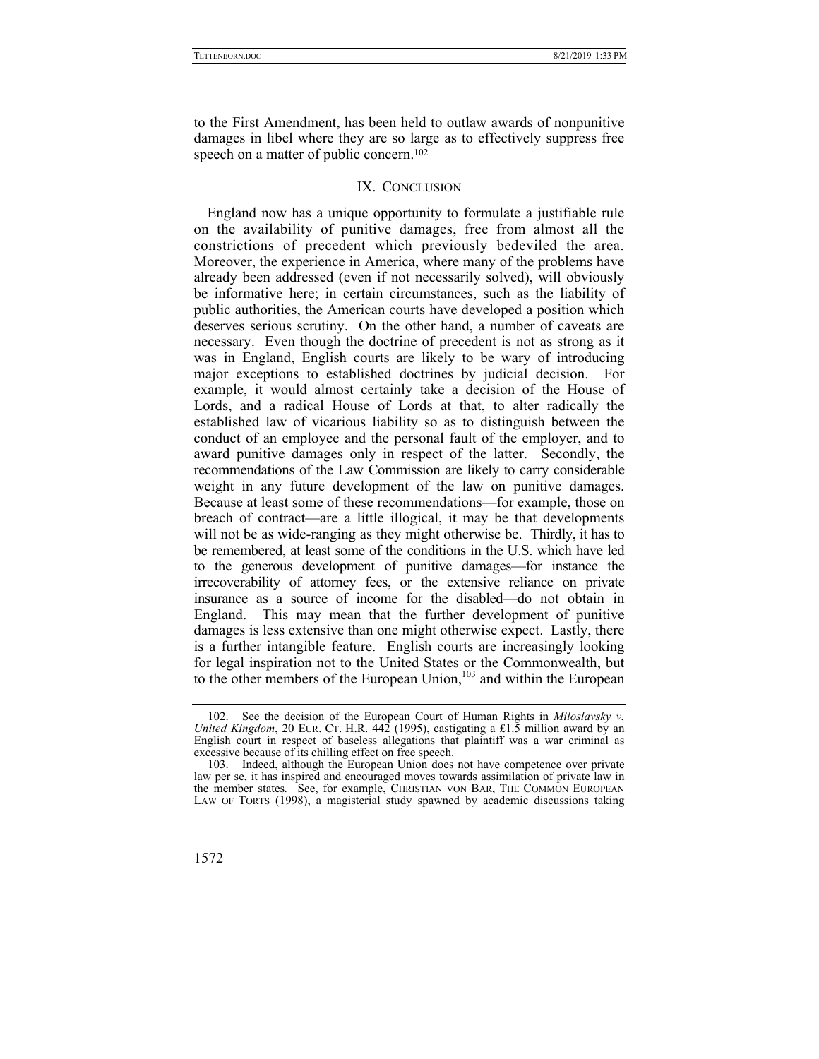to the First Amendment, has been held to outlaw awards of nonpunitive damages in libel where they are so large as to effectively suppress free speech on a matter of public concern.[102]

## IX. CONCLUSION

England now has a unique opportunity to formulate a justifiable rule on the availability of punitive damages, free from almost all the constrictions of precedent which previously bedeviled the area. Moreover, the experience in America, where many of the problems have already been addressed (even if not necessarily solved), will obviously be informative here; in certain circumstances, such as the liability of public authorities, the American courts have developed a position which deserves serious scrutiny. On the other hand, a number of caveats are necessary. Even though the doctrine of precedent is not as strong as it was in England, English courts are likely to be wary of introducing major exceptions to established doctrines by judicial decision. For example, it would almost certainly take a decision of the House of Lords, and a radical House of Lords at that, to alter radically the established law of vicarious liability so as to distinguish between the conduct of an employee and the personal fault of the employer, and to award punitive damages only in respect of the latter. Secondly, the recommendations of the Law Commission are likely to carry considerable weight in any future development of the law on punitive damages. Because at least some of these recommendations—for example, those on breach of contract—are a little illogical, it may be that developments will not be as wide-ranging as they might otherwise be. Thirdly, it has to be remembered, at least some of the conditions in the U.S. which have led to the generous development of punitive damages—for instance the irrecoverability of attorney fees, or the extensive reliance on private insurance as a source of income for the disabled—do not obtain in England. This may mean that the further development of punitive damages is less extensive than one might otherwise expect. Lastly, there is a further intangible feature. English courts are increasingly looking for legal inspiration not to the United States or the Commonwealth, but to the other members of the European Union,[103] and within the European

---

102. See the decision of the European Court of Human Rights in *Miloslavsky v. United Kingdom*, 20 EUR. CT. H.R. 442 (1995), castigating a £1.5 million award by an English court in respect of baseless allegations that plaintiff was a war criminal as excessive because of its chilling effect on free speech.

103. Indeed, although the European Union does not have competence over private law per se, it has inspired and encouraged moves towards assimilation of private law in the member states. See, for example, CHRISTIAN VON BAR, THE COMMON EUROPEAN LAW OF TORTS (1998), a magisterial study spawned by academic discussions taking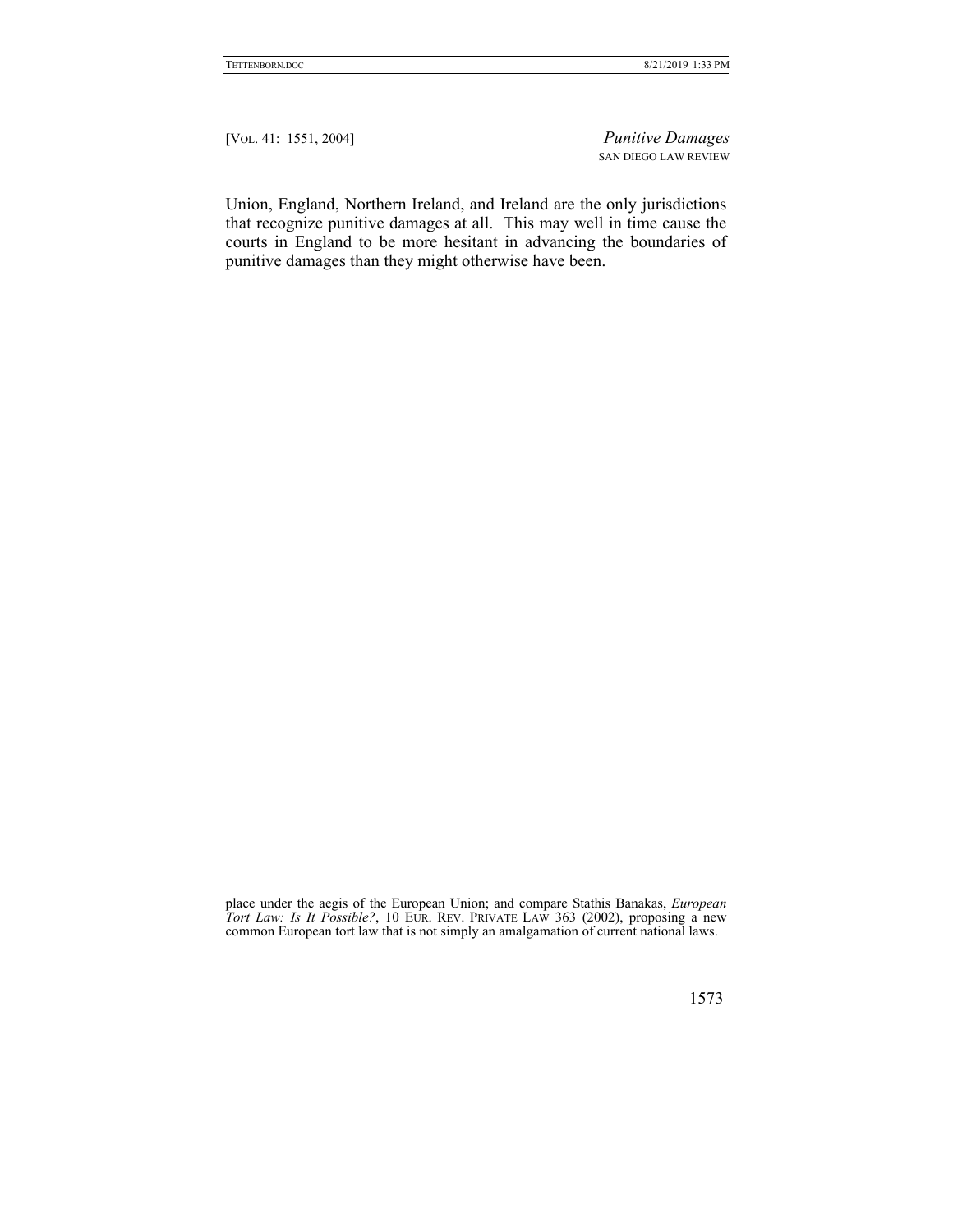Union, England, Northern Ireland, and Ireland are the only jurisdictions that recognize punitive damages at all. This may well in time cause the courts in England to be more hesitant in advancing the boundaries of punitive damages than they might otherwise have been.

---

place under the aegis of the European Union; and compare Stathis Banakas, *European Tort Law: Is It Possible?*, 10 EUR. REV. PRIVATE LAW 363 (2002), proposing a new common European tort law that is not simply an amalgamation of current national laws.